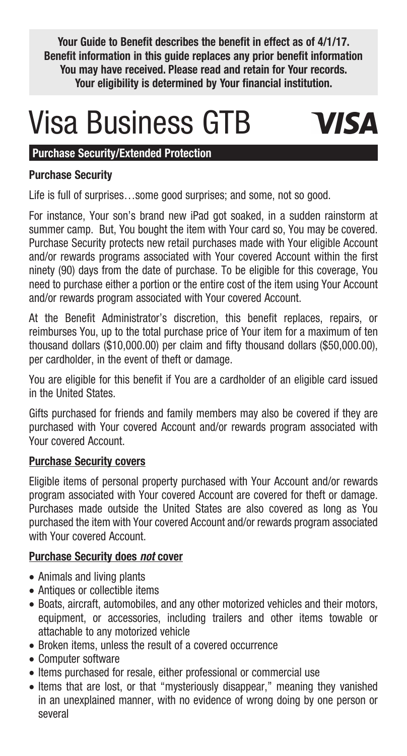**Your Guide to Benefit describes the benefit in effect as of 4/1/17.**
**Benefit information in this guide replaces any prior benefit information You may have received. Please read and retain for Your records.**
**Your eligibility is determined by Your financial institution.**

# Visa Business GTB

VISA

## Purchase Security/Extended Protection

### Purchase Security

Life is full of surprises…some good surprises; and some, not so good.

For instance, Your son's brand new iPad got soaked, in a sudden rainstorm at summer camp. But, You bought the item with Your card so, You may be covered. Purchase Security protects new retail purchases made with Your eligible Account and/or rewards programs associated with Your covered Account within the first ninety (90) days from the date of purchase. To be eligible for this coverage, You need to purchase either a portion or the entire cost of the item using Your Account and/or rewards program associated with Your covered Account.

At the Benefit Administrator's discretion, this benefit replaces, repairs, or reimburses You, up to the total purchase price of Your item for a maximum of ten thousand dollars ($10,000.00) per claim and fifty thousand dollars ($50,000.00), per cardholder, in the event of theft or damage.

You are eligible for this benefit if You are a cardholder of an eligible card issued in the United States.

Gifts purchased for friends and family members may also be covered if they are purchased with Your covered Account and/or rewards program associated with Your covered Account.

**Purchase Security covers**

Eligible items of personal property purchased with Your Account and/or rewards program associated with Your covered Account are covered for theft or damage. Purchases made outside the United States are also covered as long as You purchased the item with Your covered Account and/or rewards program associated with Your covered Account.

**Purchase Security does *not* cover**

- Animals and living plants
- Antiques or collectible items
- Boats, aircraft, automobiles, and any other motorized vehicles and their motors, equipment, or accessories, including trailers and other items towable or attachable to any motorized vehicle
- Broken items, unless the result of a covered occurrence
- Computer software
- Items purchased for resale, either professional or commercial use
- Items that are lost, or that "mysteriously disappear," meaning they vanished in an unexplained manner, with no evidence of wrong doing by one person or several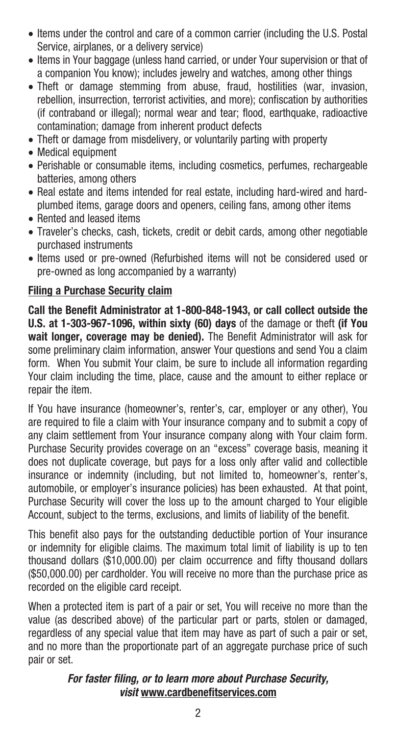- Items under the control and care of a common carrier (including the U.S. Postal Service, airplanes, or a delivery service)
- Items in Your baggage (unless hand carried, or under Your supervision or that of a companion You know); includes jewelry and watches, among other things
- Theft or damage stemming from abuse, fraud, hostilities (war, invasion, rebellion, insurrection, terrorist activities, and more); confiscation by authorities (if contraband or illegal); normal wear and tear; flood, earthquake, radioactive contamination; damage from inherent product defects
- Theft or damage from misdelivery, or voluntarily parting with property
- Medical equipment
- Perishable or consumable items, including cosmetics, perfumes, rechargeable batteries, among others
- Real estate and items intended for real estate, including hard-wired and hard-plumbed items, garage doors and openers, ceiling fans, among other items
- Rented and leased items
- Traveler's checks, cash, tickets, credit or debit cards, among other negotiable purchased instruments
- Items used or pre-owned (Refurbished items will not be considered used or pre-owned as long accompanied by a warranty)

## Filing a Purchase Security claim

**Call the Benefit Administrator at 1-800-848-1943, or call collect outside the U.S. at 1-303-967-1096, within sixty (60) days** of the damage or theft **(if You wait longer, coverage may be denied).** The Benefit Administrator will ask for some preliminary claim information, answer Your questions and send You a claim form. When You submit Your claim, be sure to include all information regarding Your claim including the time, place, cause and the amount to either replace or repair the item.

If You have insurance (homeowner's, renter's, car, employer or any other), You are required to file a claim with Your insurance company and to submit a copy of any claim settlement from Your insurance company along with Your claim form. Purchase Security provides coverage on an "excess" coverage basis, meaning it does not duplicate coverage, but pays for a loss only after valid and collectible insurance or indemnity (including, but not limited to, homeowner's, renter's, automobile, or employer's insurance policies) has been exhausted. At that point, Purchase Security will cover the loss up to the amount charged to Your eligible Account, subject to the terms, exclusions, and limits of liability of the benefit.

This benefit also pays for the outstanding deductible portion of Your insurance or indemnity for eligible claims. The maximum total limit of liability is up to ten thousand dollars ($10,000.00) per claim occurrence and fifty thousand dollars ($50,000.00) per cardholder. You will receive no more than the purchase price as recorded on the eligible card receipt.

When a protected item is part of a pair or set, You will receive no more than the value (as described above) of the particular part or parts, stolen or damaged, regardless of any special value that item may have as part of such a pair or set, and no more than the proportionate part of an aggregate purchase price of such pair or set.

***For faster filing, or to learn more about Purchase Security, visit* www.cardbenefitservices.com**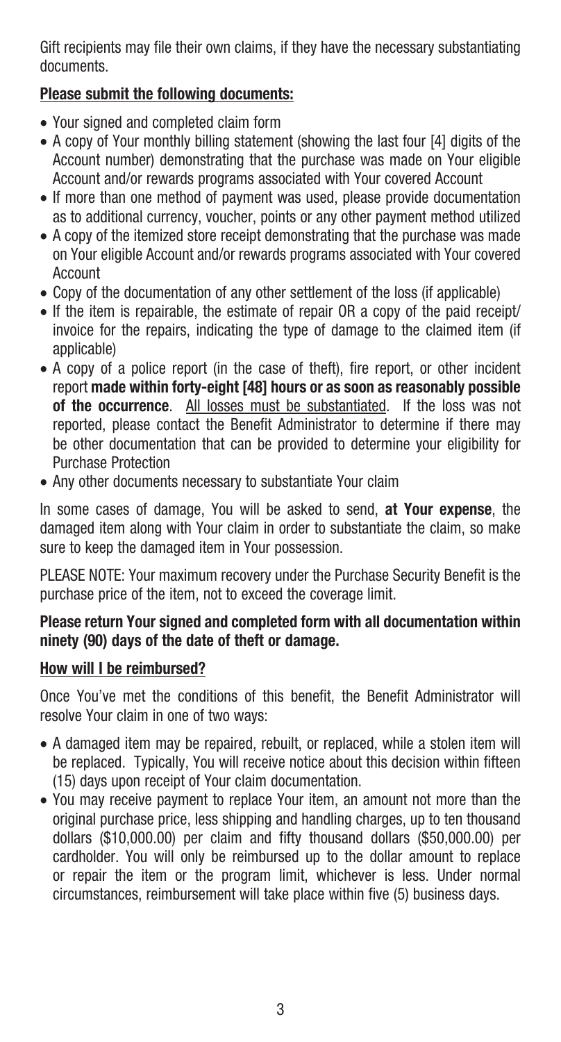Gift recipients may file their own claims, if they have the necessary substantiating documents.

**Please submit the following documents:**

- Your signed and completed claim form
- A copy of Your monthly billing statement (showing the last four [4] digits of the Account number) demonstrating that the purchase was made on Your eligible Account and/or rewards programs associated with Your covered Account
- If more than one method of payment was used, please provide documentation as to additional currency, voucher, points or any other payment method utilized
- A copy of the itemized store receipt demonstrating that the purchase was made on Your eligible Account and/or rewards programs associated with Your covered Account
- Copy of the documentation of any other settlement of the loss (if applicable)
- If the item is repairable, the estimate of repair OR a copy of the paid receipt/ invoice for the repairs, indicating the type of damage to the claimed item (if applicable)
- A copy of a police report (in the case of theft), fire report, or other incident report **made within forty-eight [48] hours or as soon as reasonably possible of the occurrence**. <u>All losses must be substantiated</u>. If the loss was not reported, please contact the Benefit Administrator to determine if there may be other documentation that can be provided to determine your eligibility for Purchase Protection
- Any other documents necessary to substantiate Your claim

In some cases of damage, You will be asked to send, **at Your expense**, the damaged item along with Your claim in order to substantiate the claim, so make sure to keep the damaged item in Your possession.

PLEASE NOTE: Your maximum recovery under the Purchase Security Benefit is the purchase price of the item, not to exceed the coverage limit.

**Please return Your signed and completed form with all documentation within ninety (90) days of the date of theft or damage.**

**How will I be reimbursed?**

Once You've met the conditions of this benefit, the Benefit Administrator will resolve Your claim in one of two ways:

- A damaged item may be repaired, rebuilt, or replaced, while a stolen item will be replaced. Typically, You will receive notice about this decision within fifteen (15) days upon receipt of Your claim documentation.
- You may receive payment to replace Your item, an amount not more than the original purchase price, less shipping and handling charges, up to ten thousand dollars ($10,000.00) per claim and fifty thousand dollars ($50,000.00) per cardholder. You will only be reimbursed up to the dollar amount to replace or repair the item or the program limit, whichever is less. Under normal circumstances, reimbursement will take place within five (5) business days.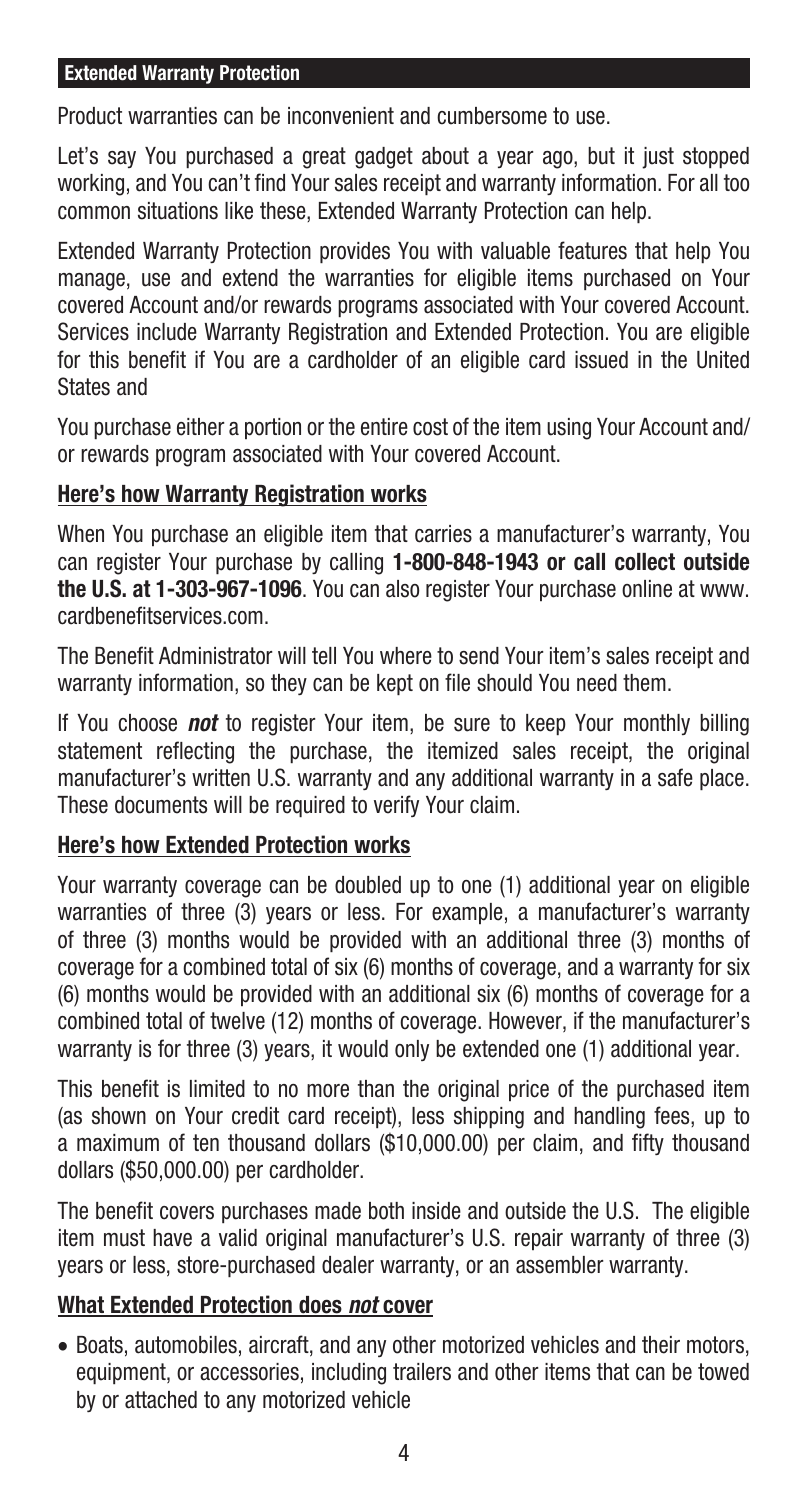## Extended Warranty Protection

Product warranties can be inconvenient and cumbersome to use.

Let's say You purchased a great gadget about a year ago, but it just stopped working, and You can't find Your sales receipt and warranty information. For all too common situations like these, Extended Warranty Protection can help.

Extended Warranty Protection provides You with valuable features that help You manage, use and extend the warranties for eligible items purchased on Your covered Account and/or rewards programs associated with Your covered Account. Services include Warranty Registration and Extended Protection. You are eligible for this benefit if You are a cardholder of an eligible card issued in the United States and

You purchase either a portion or the entire cost of the item using Your Account and/or rewards program associated with Your covered Account.

### Here's how Warranty Registration works

When You purchase an eligible item that carries a manufacturer's warranty, You can register Your purchase by calling **1-800-848-1943 or call collect outside the U.S. at 1-303-967-1096**. You can also register Your purchase online at www.cardbenefitservices.com.

The Benefit Administrator will tell You where to send Your item's sales receipt and warranty information, so they can be kept on file should You need them.

If You choose ***not*** to register Your item, be sure to keep Your monthly billing statement reflecting the purchase, the itemized sales receipt, the original manufacturer's written U.S. warranty and any additional warranty in a safe place. These documents will be required to verify Your claim.

### Here's how Extended Protection works

Your warranty coverage can be doubled up to one (1) additional year on eligible warranties of three (3) years or less. For example, a manufacturer's warranty of three (3) months would be provided with an additional three (3) months of coverage for a combined total of six (6) months of coverage, and a warranty for six (6) months would be provided with an additional six (6) months of coverage for a combined total of twelve (12) months of coverage. However, if the manufacturer's warranty is for three (3) years, it would only be extended one (1) additional year.

This benefit is limited to no more than the original price of the purchased item (as shown on Your credit card receipt), less shipping and handling fees, up to a maximum of ten thousand dollars ($10,000.00) per claim, and fifty thousand dollars ($50,000.00) per cardholder.

The benefit covers purchases made both inside and outside the U.S. The eligible item must have a valid original manufacturer's U.S. repair warranty of three (3) years or less, store-purchased dealer warranty, or an assembler warranty.

### What Extended Protection does *not* cover

- Boats, automobiles, aircraft, and any other motorized vehicles and their motors, equipment, or accessories, including trailers and other items that can be towed by or attached to any motorized vehicle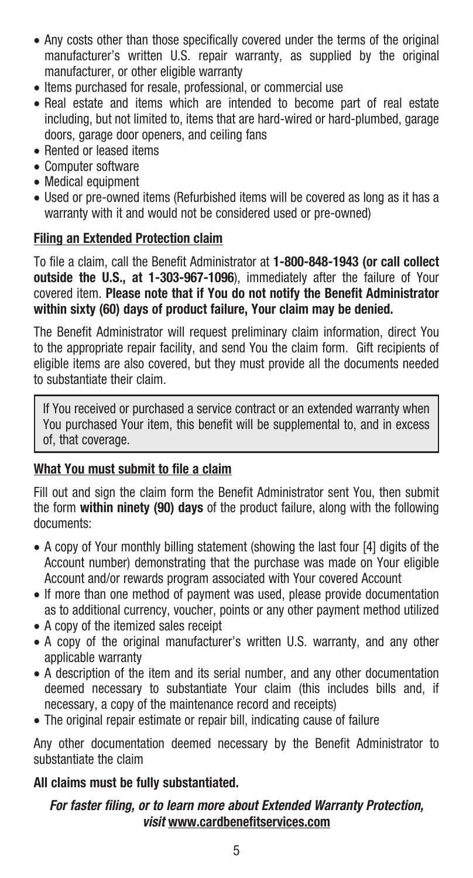- Any costs other than those specifically covered under the terms of the original manufacturer's written U.S. repair warranty, as supplied by the original manufacturer, or other eligible warranty
- Items purchased for resale, professional, or commercial use
- Real estate and items which are intended to become part of real estate including, but not limited to, items that are hard-wired or hard-plumbed, garage doors, garage door openers, and ceiling fans
- Rented or leased items
- Computer software
- Medical equipment
- Used or pre-owned items (Refurbished items will be covered as long as it has a warranty with it and would not be considered used or pre-owned)

## Filing an Extended Protection claim

To file a claim, call the Benefit Administrator at **1-800-848-1943 (or call collect outside the U.S., at 1-303-967-1096**), immediately after the failure of Your covered item. **Please note that if You do not notify the Benefit Administrator within sixty (60) days of product failure, Your claim may be denied.**

The Benefit Administrator will request preliminary claim information, direct You to the appropriate repair facility, and send You the claim form. Gift recipients of eligible items are also covered, but they must provide all the documents needed to substantiate their claim.

> If You received or purchased a service contract or an extended warranty when You purchased Your item, this benefit will be supplemental to, and in excess of, that coverage.

## What You must submit to file a claim

Fill out and sign the claim form the Benefit Administrator sent You, then submit the form **within ninety (90) days** of the product failure, along with the following documents:

- A copy of Your monthly billing statement (showing the last four [4] digits of the Account number) demonstrating that the purchase was made on Your eligible Account and/or rewards program associated with Your covered Account
- If more than one method of payment was used, please provide documentation as to additional currency, voucher, points or any other payment method utilized
- A copy of the itemized sales receipt
- A copy of the original manufacturer's written U.S. warranty, and any other applicable warranty
- A description of the item and its serial number, and any other documentation deemed necessary to substantiate Your claim (this includes bills and, if necessary, a copy of the maintenance record and receipts)
- The original repair estimate or repair bill, indicating cause of failure

Any other documentation deemed necessary by the Benefit Administrator to substantiate the claim

**All claims must be fully substantiated.**

***For faster filing, or to learn more about Extended Warranty Protection, visit* www.cardbenefitservices.com**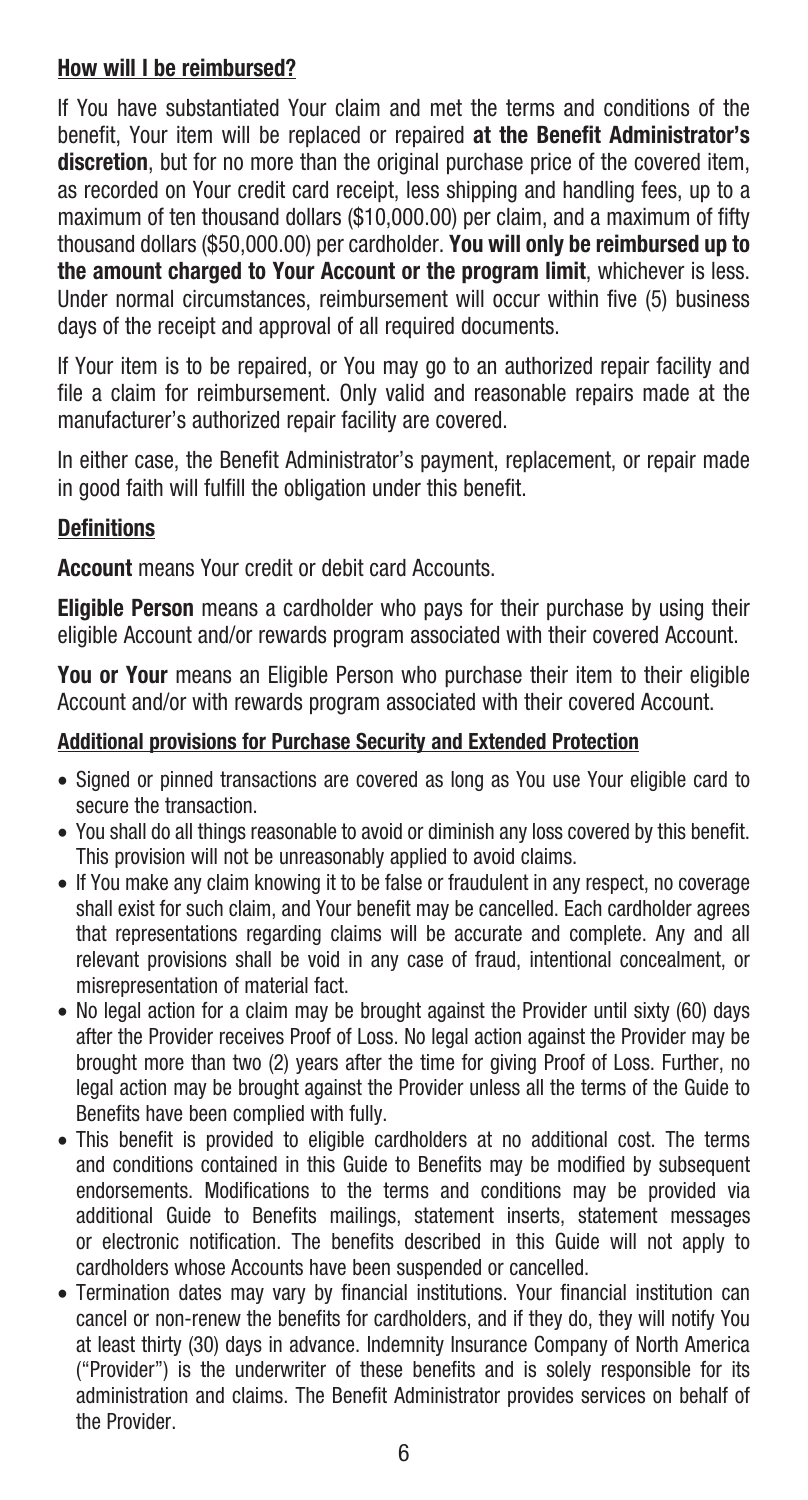## How will I be reimbursed?

If You have substantiated Your claim and met the terms and conditions of the benefit, Your item will be replaced or repaired **at the Benefit Administrator's discretion**, but for no more than the original purchase price of the covered item, as recorded on Your credit card receipt, less shipping and handling fees, up to a maximum of ten thousand dollars ($10,000.00) per claim, and a maximum of fifty thousand dollars ($50,000.00) per cardholder. **You will only be reimbursed up to the amount charged to Your Account or the program limit**, whichever is less. Under normal circumstances, reimbursement will occur within five (5) business days of the receipt and approval of all required documents.

If Your item is to be repaired, or You may go to an authorized repair facility and file a claim for reimbursement. Only valid and reasonable repairs made at the manufacturer's authorized repair facility are covered.

In either case, the Benefit Administrator's payment, replacement, or repair made in good faith will fulfill the obligation under this benefit.

## Definitions

**Account** means Your credit or debit card Accounts.

**Eligible Person** means a cardholder who pays for their purchase by using their eligible Account and/or rewards program associated with their covered Account.

**You or Your** means an Eligible Person who purchase their item to their eligible Account and/or with rewards program associated with their covered Account.

## Additional provisions for Purchase Security and Extended Protection

- Signed or pinned transactions are covered as long as You use Your eligible card to secure the transaction.
- You shall do all things reasonable to avoid or diminish any loss covered by this benefit. This provision will not be unreasonably applied to avoid claims.
- If You make any claim knowing it to be false or fraudulent in any respect, no coverage shall exist for such claim, and Your benefit may be cancelled. Each cardholder agrees that representations regarding claims will be accurate and complete. Any and all relevant provisions shall be void in any case of fraud, intentional concealment, or misrepresentation of material fact.
- No legal action for a claim may be brought against the Provider until sixty (60) days after the Provider receives Proof of Loss. No legal action against the Provider may be brought more than two (2) years after the time for giving Proof of Loss. Further, no legal action may be brought against the Provider unless all the terms of the Guide to Benefits have been complied with fully.
- This benefit is provided to eligible cardholders at no additional cost. The terms and conditions contained in this Guide to Benefits may be modified by subsequent endorsements. Modifications to the terms and conditions may be provided via additional Guide to Benefits mailings, statement inserts, statement messages or electronic notification. The benefits described in this Guide will not apply to cardholders whose Accounts have been suspended or cancelled.
- Termination dates may vary by financial institutions. Your financial institution can cancel or non-renew the benefits for cardholders, and if they do, they will notify You at least thirty (30) days in advance. Indemnity Insurance Company of North America ("Provider") is the underwriter of these benefits and is solely responsible for its administration and claims. The Benefit Administrator provides services on behalf of the Provider.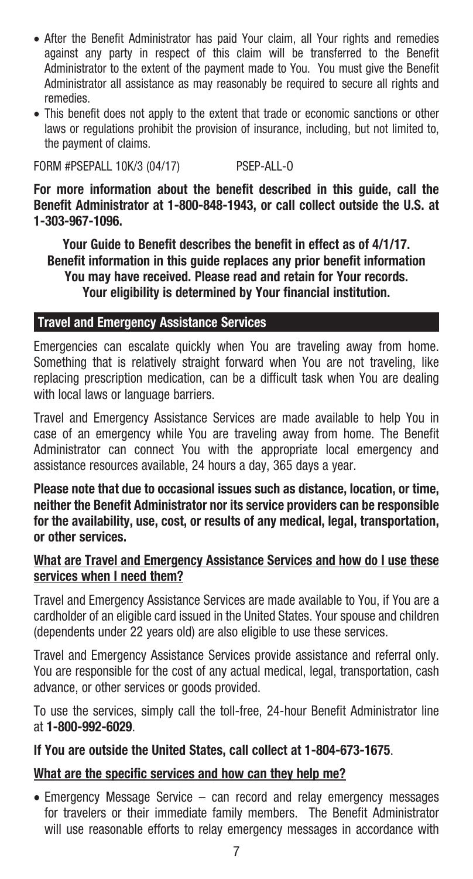- After the Benefit Administrator has paid Your claim, all Your rights and remedies against any party in respect of this claim will be transferred to the Benefit Administrator to the extent of the payment made to You. You must give the Benefit Administrator all assistance as may reasonably be required to secure all rights and remedies.
- This benefit does not apply to the extent that trade or economic sanctions or other laws or regulations prohibit the provision of insurance, including, but not limited to, the payment of claims.

FORM #PSEPALL 10K/3 (04/17) PSEP-ALL-O

**For more information about the benefit described in this guide, call the Benefit Administrator at 1-800-848-1943, or call collect outside the U.S. at 1-303-967-1096.**

**Your Guide to Benefit describes the benefit in effect as of 4/1/17. Benefit information in this guide replaces any prior benefit information You may have received. Please read and retain for Your records. Your eligibility is determined by Your financial institution.**

## Travel and Emergency Assistance Services

Emergencies can escalate quickly when You are traveling away from home. Something that is relatively straight forward when You are not traveling, like replacing prescription medication, can be a difficult task when You are dealing with local laws or language barriers.

Travel and Emergency Assistance Services are made available to help You in case of an emergency while You are traveling away from home. The Benefit Administrator can connect You with the appropriate local emergency and assistance resources available, 24 hours a day, 365 days a year.

**Please note that due to occasional issues such as distance, location, or time, neither the Benefit Administrator nor its service providers can be responsible for the availability, use, cost, or results of any medical, legal, transportation, or other services.**

### What are Travel and Emergency Assistance Services and how do I use these services when I need them?

Travel and Emergency Assistance Services are made available to You, if You are a cardholder of an eligible card issued in the United States. Your spouse and children (dependents under 22 years old) are also eligible to use these services.

Travel and Emergency Assistance Services provide assistance and referral only. You are responsible for the cost of any actual medical, legal, transportation, cash advance, or other services or goods provided.

To use the services, simply call the toll-free, 24-hour Benefit Administrator line at **1-800-992-6029**.

**If You are outside the United States, call collect at 1-804-673-1675**.

### What are the specific services and how can they help me?

- Emergency Message Service – can record and relay emergency messages for travelers or their immediate family members. The Benefit Administrator will use reasonable efforts to relay emergency messages in accordance with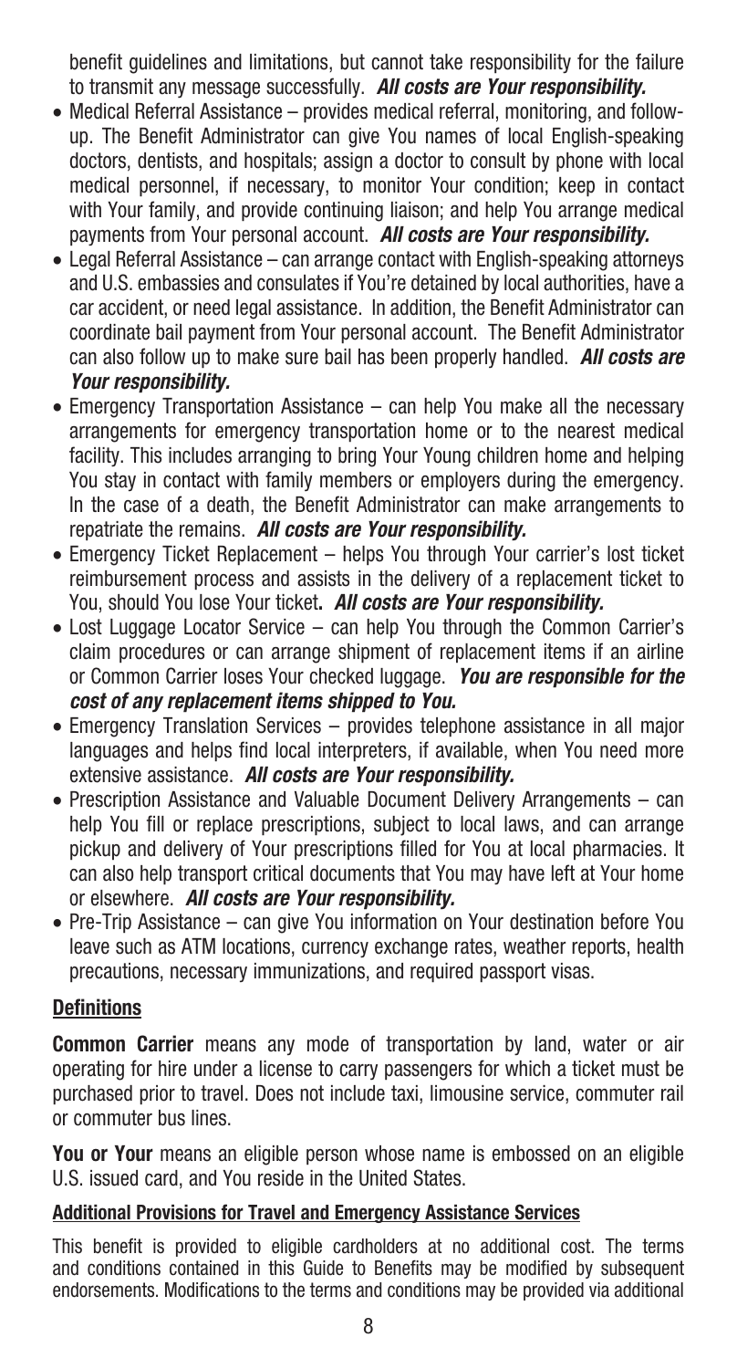benefit guidelines and limitations, but cannot take responsibility for the failure to transmit any message successfully. ***All costs are Your responsibility.***

- Medical Referral Assistance – provides medical referral, monitoring, and follow-up. The Benefit Administrator can give You names of local English-speaking doctors, dentists, and hospitals; assign a doctor to consult by phone with local medical personnel, if necessary, to monitor Your condition; keep in contact with Your family, and provide continuing liaison; and help You arrange medical payments from Your personal account. ***All costs are Your responsibility.***
- Legal Referral Assistance – can arrange contact with English-speaking attorneys and U.S. embassies and consulates if You're detained by local authorities, have a car accident, or need legal assistance. In addition, the Benefit Administrator can coordinate bail payment from Your personal account. The Benefit Administrator can also follow up to make sure bail has been properly handled. ***All costs are Your responsibility.***
- Emergency Transportation Assistance – can help You make all the necessary arrangements for emergency transportation home or to the nearest medical facility. This includes arranging to bring Your Young children home and helping You stay in contact with family members or employers during the emergency. In the case of a death, the Benefit Administrator can make arrangements to repatriate the remains. ***All costs are Your responsibility.***
- Emergency Ticket Replacement – helps You through Your carrier's lost ticket reimbursement process and assists in the delivery of a replacement ticket to You, should You lose Your ticket**.** ***All costs are Your responsibility.***
- Lost Luggage Locator Service – can help You through the Common Carrier's claim procedures or can arrange shipment of replacement items if an airline or Common Carrier loses Your checked luggage. ***You are responsible for the cost of any replacement items shipped to You.***
- Emergency Translation Services – provides telephone assistance in all major languages and helps find local interpreters, if available, when You need more extensive assistance. ***All costs are Your responsibility.***
- Prescription Assistance and Valuable Document Delivery Arrangements – can help You fill or replace prescriptions, subject to local laws, and can arrange pickup and delivery of Your prescriptions filled for You at local pharmacies. It can also help transport critical documents that You may have left at Your home or elsewhere. ***All costs are Your responsibility.***
- Pre-Trip Assistance – can give You information on Your destination before You leave such as ATM locations, currency exchange rates, weather reports, health precautions, necessary immunizations, and required passport visas.

## Definitions

**Common Carrier** means any mode of transportation by land, water or air operating for hire under a license to carry passengers for which a ticket must be purchased prior to travel. Does not include taxi, limousine service, commuter rail or commuter bus lines.

**You or Your** means an eligible person whose name is embossed on an eligible U.S. issued card, and You reside in the United States.

## Additional Provisions for Travel and Emergency Assistance Services

This benefit is provided to eligible cardholders at no additional cost. The terms and conditions contained in this Guide to Benefits may be modified by subsequent endorsements. Modifications to the terms and conditions may be provided via additional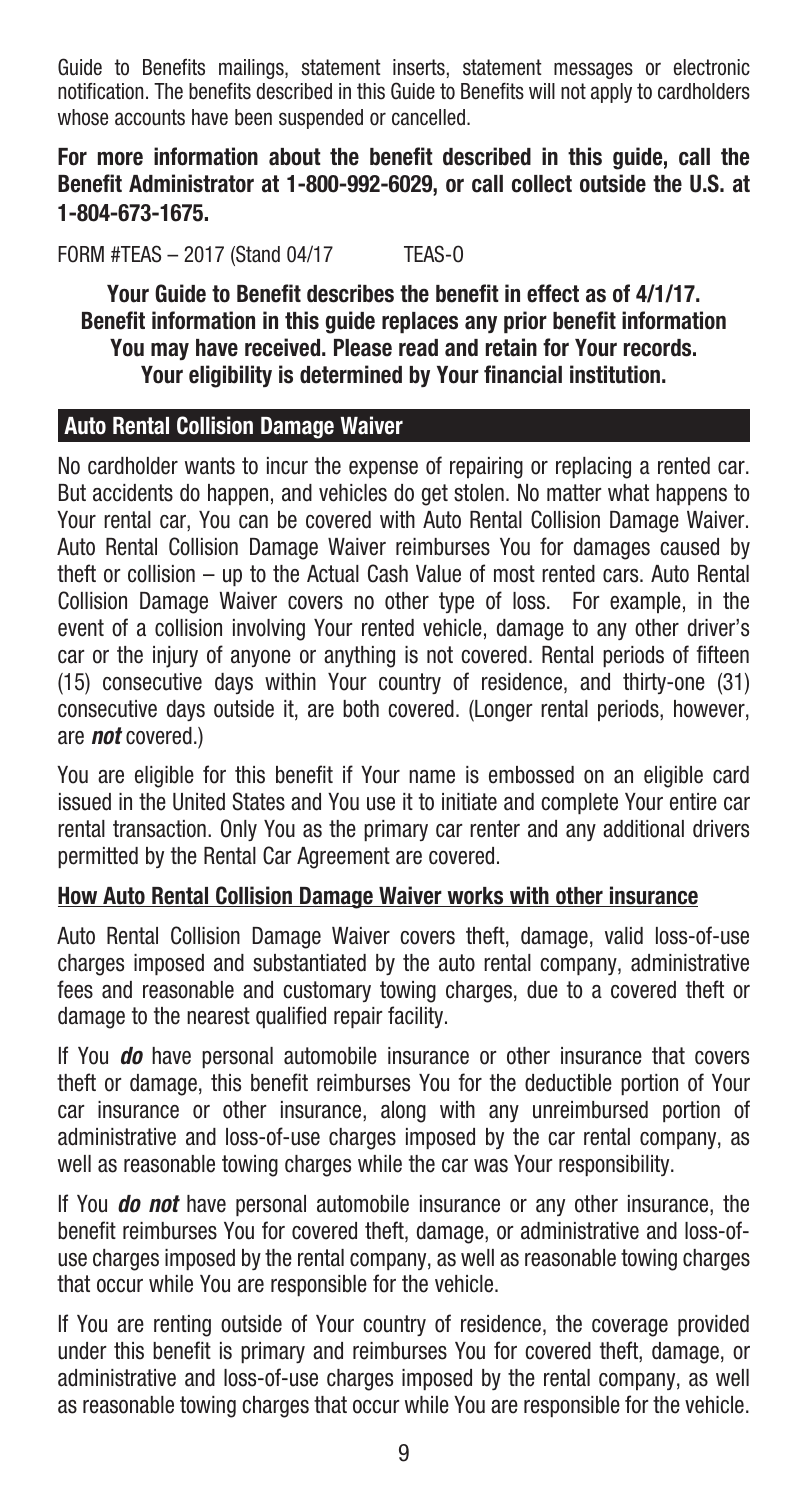Guide to Benefits mailings, statement inserts, statement messages or electronic notification. The benefits described in this Guide to Benefits will not apply to cardholders whose accounts have been suspended or cancelled.

**For more information about the benefit described in this guide, call the Benefit Administrator at 1-800-992-6029, or call collect outside the U.S. at 1-804-673-1675.**

FORM #TEAS – 2017 (Stand 04/17 TEAS-O

**Your Guide to Benefit describes the benefit in effect as of 4/1/17.**
**Benefit information in this guide replaces any prior benefit information You may have received. Please read and retain for Your records.**
**Your eligibility is determined by Your financial institution.**

## Auto Rental Collision Damage Waiver

No cardholder wants to incur the expense of repairing or replacing a rented car. But accidents do happen, and vehicles do get stolen. No matter what happens to Your rental car, You can be covered with Auto Rental Collision Damage Waiver. Auto Rental Collision Damage Waiver reimburses You for damages caused by theft or collision – up to the Actual Cash Value of most rented cars. Auto Rental Collision Damage Waiver covers no other type of loss. For example, in the event of a collision involving Your rented vehicle, damage to any other driver's car or the injury of anyone or anything is not covered. Rental periods of fifteen (15) consecutive days within Your country of residence, and thirty-one (31) consecutive days outside it, are both covered. (Longer rental periods, however, are ***not*** covered.)

You are eligible for this benefit if Your name is embossed on an eligible card issued in the United States and You use it to initiate and complete Your entire car rental transaction. Only You as the primary car renter and any additional drivers permitted by the Rental Car Agreement are covered.

### How Auto Rental Collision Damage Waiver works with other insurance

Auto Rental Collision Damage Waiver covers theft, damage, valid loss-of-use charges imposed and substantiated by the auto rental company, administrative fees and reasonable and customary towing charges, due to a covered theft or damage to the nearest qualified repair facility.

If You ***do*** have personal automobile insurance or other insurance that covers theft or damage, this benefit reimburses You for the deductible portion of Your car insurance or other insurance, along with any unreimbursed portion of administrative and loss-of-use charges imposed by the car rental company, as well as reasonable towing charges while the car was Your responsibility.

If You ***do not*** have personal automobile insurance or any other insurance, the benefit reimburses You for covered theft, damage, or administrative and loss-of-use charges imposed by the rental company, as well as reasonable towing charges that occur while You are responsible for the vehicle.

If You are renting outside of Your country of residence, the coverage provided under this benefit is primary and reimburses You for covered theft, damage, or administrative and loss-of-use charges imposed by the rental company, as well as reasonable towing charges that occur while You are responsible for the vehicle.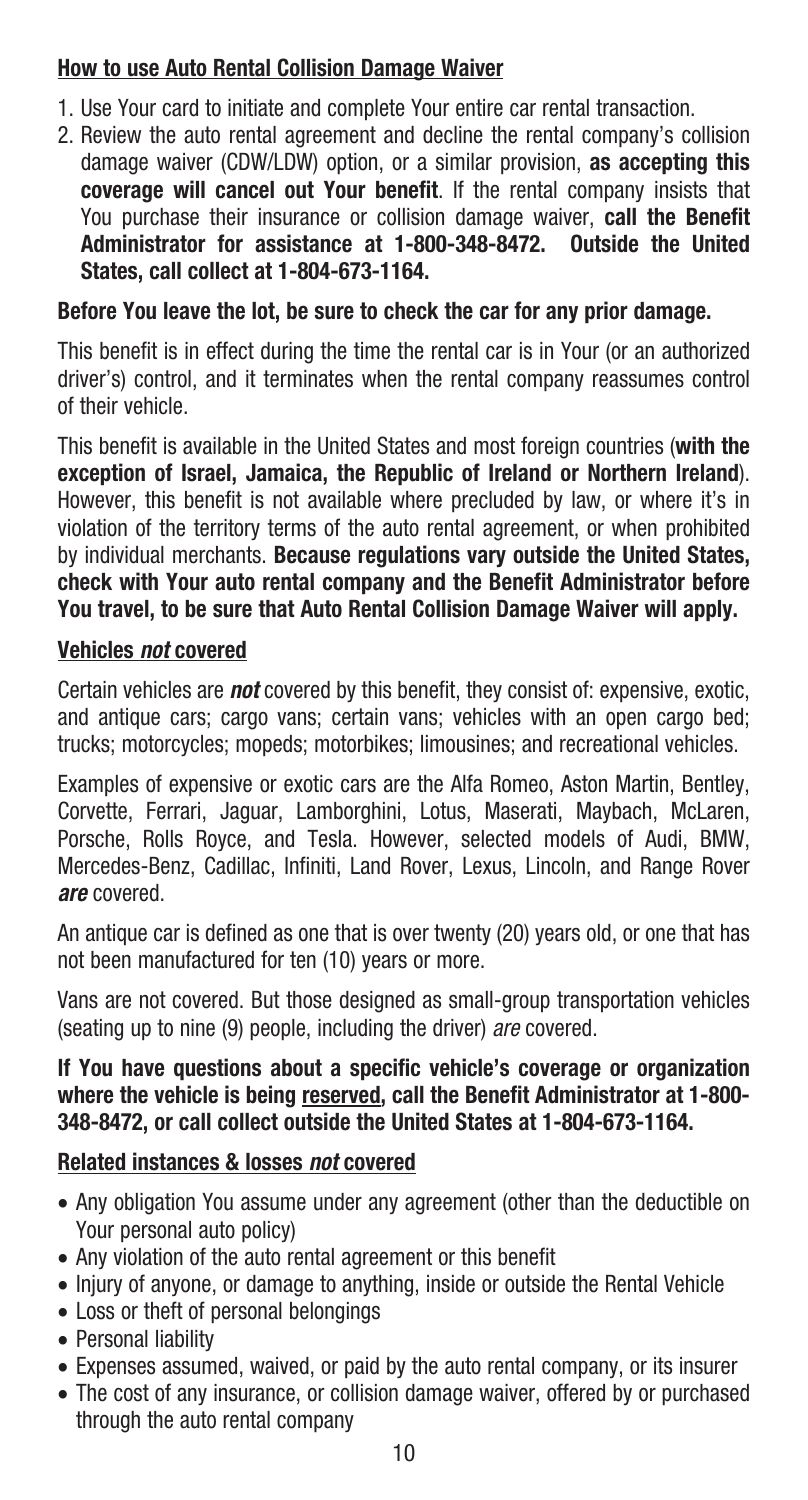## How to use Auto Rental Collision Damage Waiver

1. Use Your card to initiate and complete Your entire car rental transaction.
2. Review the auto rental agreement and decline the rental company's collision damage waiver (CDW/LDW) option, or a similar provision, **as accepting this coverage will cancel out Your benefit**. If the rental company insists that You purchase their insurance or collision damage waiver, **call the Benefit Administrator for assistance at 1-800-348-8472. Outside the United States, call collect at 1-804-673-1164.**

**Before You leave the lot, be sure to check the car for any prior damage.**

This benefit is in effect during the time the rental car is in Your (or an authorized driver's) control, and it terminates when the rental company reassumes control of their vehicle.

This benefit is available in the United States and most foreign countries (**with the exception of Israel, Jamaica, the Republic of Ireland or Northern Ireland**). However, this benefit is not available where precluded by law, or where it's in violation of the territory terms of the auto rental agreement, or when prohibited by individual merchants. **Because regulations vary outside the United States, check with Your auto rental company and the Benefit Administrator before You travel, to be sure that Auto Rental Collision Damage Waiver will apply.**

## Vehicles *not* covered

Certain vehicles are ***not*** covered by this benefit, they consist of: expensive, exotic, and antique cars; cargo vans; certain vans; vehicles with an open cargo bed; trucks; motorcycles; mopeds; motorbikes; limousines; and recreational vehicles.

Examples of expensive or exotic cars are the Alfa Romeo, Aston Martin, Bentley, Corvette, Ferrari, Jaguar, Lamborghini, Lotus, Maserati, Maybach, McLaren, Porsche, Rolls Royce, and Tesla. However, selected models of Audi, BMW, Mercedes-Benz, Cadillac, Infiniti, Land Rover, Lexus, Lincoln, and Range Rover ***are*** covered.

An antique car is defined as one that is over twenty (20) years old, or one that has not been manufactured for ten (10) years or more.

Vans are not covered. But those designed as small-group transportation vehicles (seating up to nine (9) people, including the driver) *are* covered.

**If You have questions about a specific vehicle's coverage or organization where the vehicle is being reserved, call the Benefit Administrator at 1-800-348-8472, or call collect outside the United States at 1-804-673-1164.**

## Related instances & losses *not* covered

- Any obligation You assume under any agreement (other than the deductible on Your personal auto policy)
- Any violation of the auto rental agreement or this benefit
- Injury of anyone, or damage to anything, inside or outside the Rental Vehicle
- Loss or theft of personal belongings
- Personal liability
- Expenses assumed, waived, or paid by the auto rental company, or its insurer
- The cost of any insurance, or collision damage waiver, offered by or purchased through the auto rental company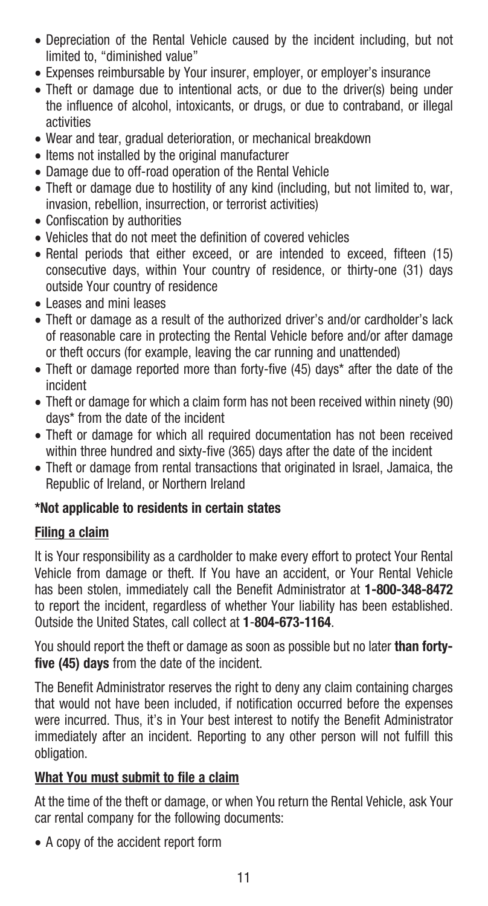- Depreciation of the Rental Vehicle caused by the incident including, but not limited to, "diminished value"
- Expenses reimbursable by Your insurer, employer, or employer's insurance
- Theft or damage due to intentional acts, or due to the driver(s) being under the influence of alcohol, intoxicants, or drugs, or due to contraband, or illegal activities
- Wear and tear, gradual deterioration, or mechanical breakdown
- Items not installed by the original manufacturer
- Damage due to off-road operation of the Rental Vehicle
- Theft or damage due to hostility of any kind (including, but not limited to, war, invasion, rebellion, insurrection, or terrorist activities)
- Confiscation by authorities
- Vehicles that do not meet the definition of covered vehicles
- Rental periods that either exceed, or are intended to exceed, fifteen (15) consecutive days, within Your country of residence, or thirty-one (31) days outside Your country of residence
- Leases and mini leases
- Theft or damage as a result of the authorized driver's and/or cardholder's lack of reasonable care in protecting the Rental Vehicle before and/or after damage or theft occurs (for example, leaving the car running and unattended)
- Theft or damage reported more than forty-five (45) days* after the date of the incident
- Theft or damage for which a claim form has not been received within ninety (90) days* from the date of the incident
- Theft or damage for which all required documentation has not been received within three hundred and sixty-five (365) days after the date of the incident
- Theft or damage from rental transactions that originated in Israel, Jamaica, the Republic of Ireland, or Northern Ireland

**\*Not applicable to residents in certain states**

## Filing a claim

It is Your responsibility as a cardholder to make every effort to protect Your Rental Vehicle from damage or theft. If You have an accident, or Your Rental Vehicle has been stolen, immediately call the Benefit Administrator at **1-800-348-8472** to report the incident, regardless of whether Your liability has been established. Outside the United States, call collect at **1-804-673-1164**.

You should report the theft or damage as soon as possible but no later **than forty-five (45) days** from the date of the incident.

The Benefit Administrator reserves the right to deny any claim containing charges that would not have been included, if notification occurred before the expenses were incurred. Thus, it's in Your best interest to notify the Benefit Administrator immediately after an incident. Reporting to any other person will not fulfill this obligation.

## What You must submit to file a claim

At the time of the theft or damage, or when You return the Rental Vehicle, ask Your car rental company for the following documents:

- A copy of the accident report form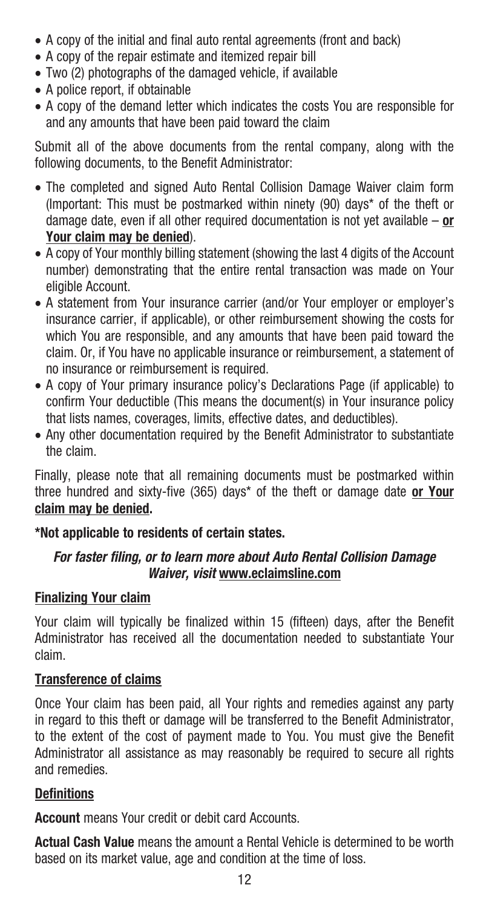- A copy of the initial and final auto rental agreements (front and back)
- A copy of the repair estimate and itemized repair bill
- Two (2) photographs of the damaged vehicle, if available
- A police report, if obtainable
- A copy of the demand letter which indicates the costs You are responsible for and any amounts that have been paid toward the claim

Submit all of the above documents from the rental company, along with the following documents, to the Benefit Administrator:

- The completed and signed Auto Rental Collision Damage Waiver claim form (Important: This must be postmarked within ninety (90) days* of the theft or damage date, even if all other required documentation is not yet available – **<u>or Your claim may be denied</u>**).
- A copy of Your monthly billing statement (showing the last 4 digits of the Account number) demonstrating that the entire rental transaction was made on Your eligible Account.
- A statement from Your insurance carrier (and/or Your employer or employer's insurance carrier, if applicable), or other reimbursement showing the costs for which You are responsible, and any amounts that have been paid toward the claim. Or, if You have no applicable insurance or reimbursement, a statement of no insurance or reimbursement is required.
- A copy of Your primary insurance policy's Declarations Page (if applicable) to confirm Your deductible (This means the document(s) in Your insurance policy that lists names, coverages, limits, effective dates, and deductibles).
- Any other documentation required by the Benefit Administrator to substantiate the claim.

Finally, please note that all remaining documents must be postmarked within three hundred and sixty-five (365) days* of the theft or damage date **<u>or Your claim may be denied</u>.**

**\*Not applicable to residents of certain states.**

***For faster filing, or to learn more about Auto Rental Collision Damage Waiver, visit* <u>www.eclaimsline.com</u>**

### <u>Finalizing Your claim</u>

Your claim will typically be finalized within 15 (fifteen) days, after the Benefit Administrator has received all the documentation needed to substantiate Your claim.

### <u>Transference of claims</u>

Once Your claim has been paid, all Your rights and remedies against any party in regard to this theft or damage will be transferred to the Benefit Administrator, to the extent of the cost of payment made to You. You must give the Benefit Administrator all assistance as may reasonably be required to secure all rights and remedies.

### <u>Definitions</u>

**Account** means Your credit or debit card Accounts.

**Actual Cash Value** means the amount a Rental Vehicle is determined to be worth based on its market value, age and condition at the time of loss.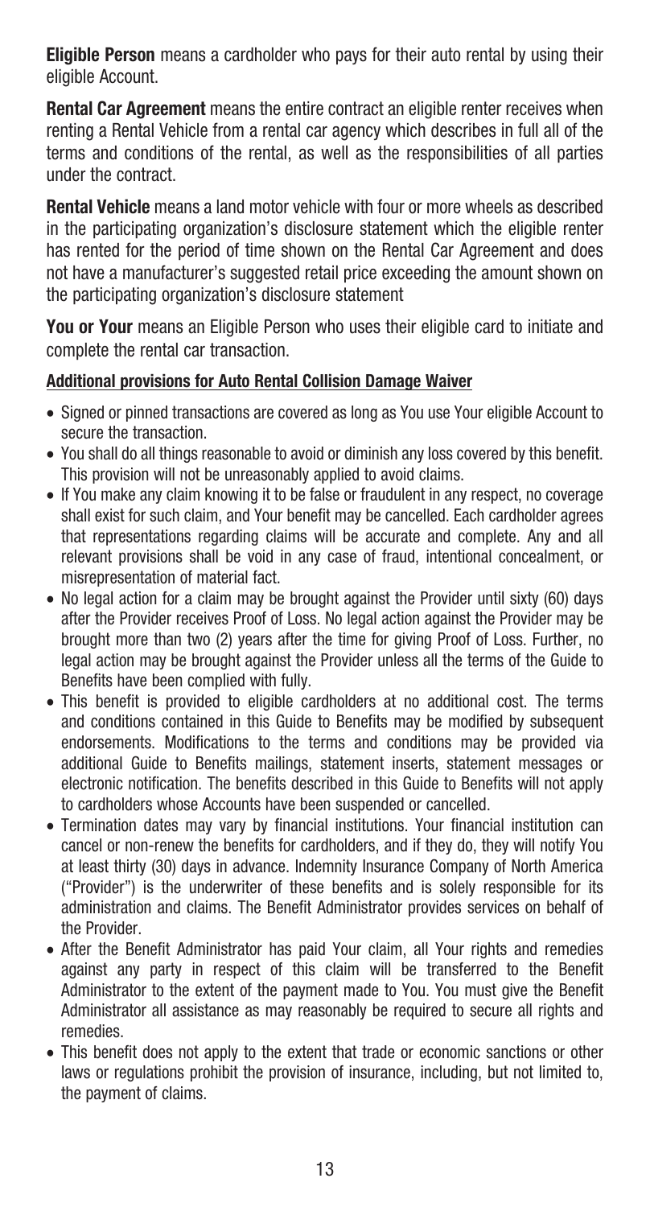**Eligible Person** means a cardholder who pays for their auto rental by using their eligible Account.

**Rental Car Agreement** means the entire contract an eligible renter receives when renting a Rental Vehicle from a rental car agency which describes in full all of the terms and conditions of the rental, as well as the responsibilities of all parties under the contract.

**Rental Vehicle** means a land motor vehicle with four or more wheels as described in the participating organization's disclosure statement which the eligible renter has rented for the period of time shown on the Rental Car Agreement and does not have a manufacturer's suggested retail price exceeding the amount shown on the participating organization's disclosure statement

**You or Your** means an Eligible Person who uses their eligible card to initiate and complete the rental car transaction.

**Additional provisions for Auto Rental Collision Damage Waiver**

- Signed or pinned transactions are covered as long as You use Your eligible Account to secure the transaction.
- You shall do all things reasonable to avoid or diminish any loss covered by this benefit. This provision will not be unreasonably applied to avoid claims.
- If You make any claim knowing it to be false or fraudulent in any respect, no coverage shall exist for such claim, and Your benefit may be cancelled. Each cardholder agrees that representations regarding claims will be accurate and complete. Any and all relevant provisions shall be void in any case of fraud, intentional concealment, or misrepresentation of material fact.
- No legal action for a claim may be brought against the Provider until sixty (60) days after the Provider receives Proof of Loss. No legal action against the Provider may be brought more than two (2) years after the time for giving Proof of Loss. Further, no legal action may be brought against the Provider unless all the terms of the Guide to Benefits have been complied with fully.
- This benefit is provided to eligible cardholders at no additional cost. The terms and conditions contained in this Guide to Benefits may be modified by subsequent endorsements. Modifications to the terms and conditions may be provided via additional Guide to Benefits mailings, statement inserts, statement messages or electronic notification. The benefits described in this Guide to Benefits will not apply to cardholders whose Accounts have been suspended or cancelled.
- Termination dates may vary by financial institutions. Your financial institution can cancel or non-renew the benefits for cardholders, and if they do, they will notify You at least thirty (30) days in advance. Indemnity Insurance Company of North America ("Provider") is the underwriter of these benefits and is solely responsible for its administration and claims. The Benefit Administrator provides services on behalf of the Provider.
- After the Benefit Administrator has paid Your claim, all Your rights and remedies against any party in respect of this claim will be transferred to the Benefit Administrator to the extent of the payment made to You. You must give the Benefit Administrator all assistance as may reasonably be required to secure all rights and remedies.
- This benefit does not apply to the extent that trade or economic sanctions or other laws or regulations prohibit the provision of insurance, including, but not limited to, the payment of claims.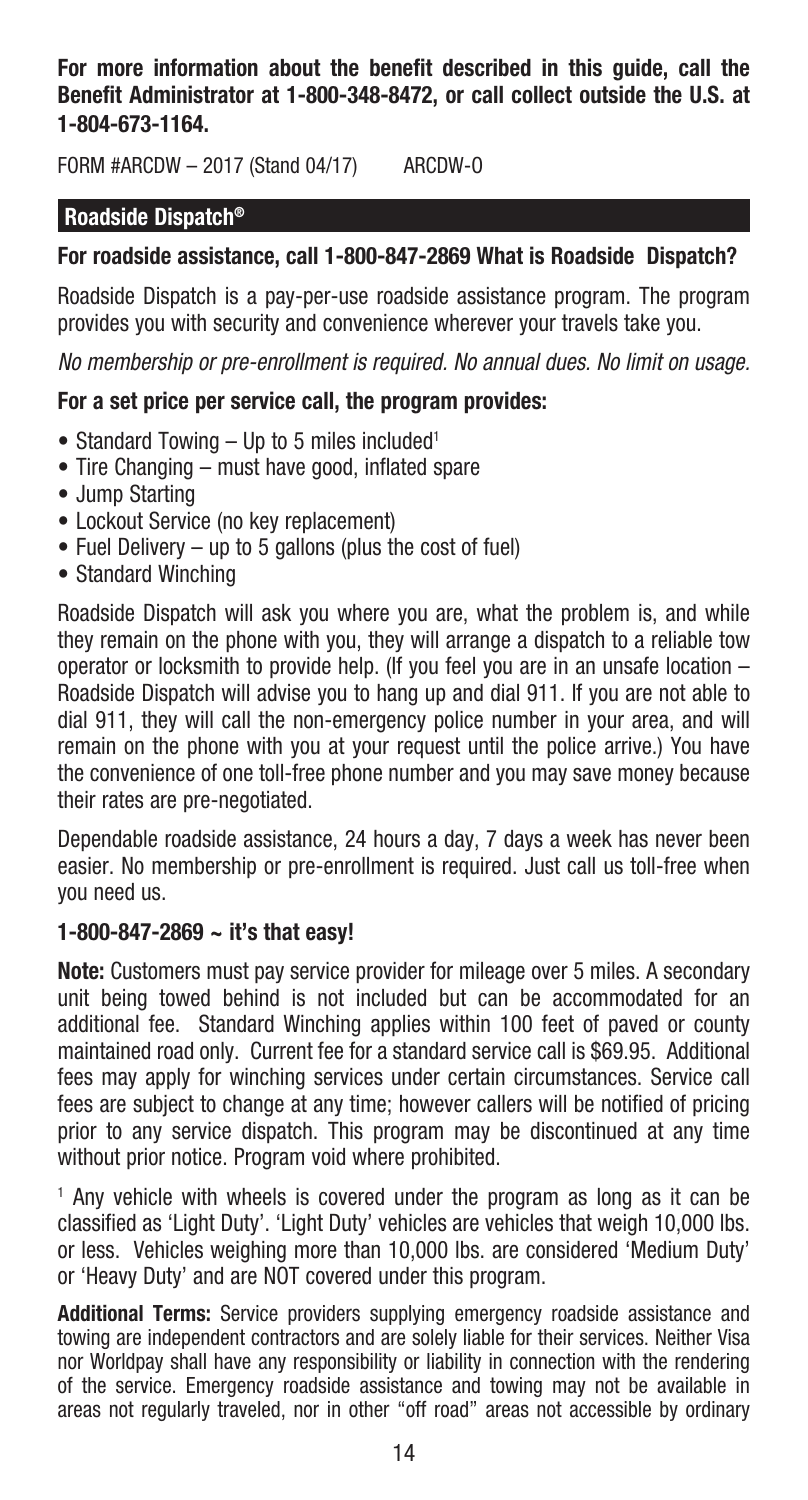**For more information about the benefit described in this guide, call the Benefit Administrator at 1-800-348-8472, or call collect outside the U.S. at 1-804-673-1164.**

FORM #ARCDW – 2017 (Stand 04/17) ARCDW-O

## Roadside Dispatch®

**For roadside assistance, call 1-800-847-2869 What is Roadside Dispatch?**

Roadside Dispatch is a pay-per-use roadside assistance program. The program provides you with security and convenience wherever your travels take you.

*No membership or pre-enrollment is required. No annual dues. No limit on usage.*

**For a set price per service call, the program provides:**

- Standard Towing – Up to 5 miles included[1]
- Tire Changing – must have good, inflated spare
- Jump Starting
- Lockout Service (no key replacement)
- Fuel Delivery – up to 5 gallons (plus the cost of fuel)
- Standard Winching

Roadside Dispatch will ask you where you are, what the problem is, and while they remain on the phone with you, they will arrange a dispatch to a reliable tow operator or locksmith to provide help. (If you feel you are in an unsafe location – Roadside Dispatch will advise you to hang up and dial 911. If you are not able to dial 911, they will call the non-emergency police number in your area, and will remain on the phone with you at your request until the police arrive.) You have the convenience of one toll-free phone number and you may save money because their rates are pre-negotiated.

Dependable roadside assistance, 24 hours a day, 7 days a week has never been easier. No membership or pre-enrollment is required. Just call us toll-free when you need us.

**1-800-847-2869 ~ it's that easy!**

**Note:** Customers must pay service provider for mileage over 5 miles. A secondary unit being towed behind is not included but can be accommodated for an additional fee. Standard Winching applies within 100 feet of paved or county maintained road only. Current fee for a standard service call is $69.95. Additional fees may apply for winching services under certain circumstances. Service call fees are subject to change at any time; however callers will be notified of pricing prior to any service dispatch. This program may be discontinued at any time without prior notice. Program void where prohibited.

[1] Any vehicle with wheels is covered under the program as long as it can be classified as 'Light Duty'. 'Light Duty' vehicles are vehicles that weigh 10,000 lbs. or less. Vehicles weighing more than 10,000 lbs. are considered 'Medium Duty' or 'Heavy Duty' and are NOT covered under this program.

**Additional Terms:** Service providers supplying emergency roadside assistance and towing are independent contractors and are solely liable for their services. Neither Visa nor Worldpay shall have any responsibility or liability in connection with the rendering of the service. Emergency roadside assistance and towing may not be available in areas not regularly traveled, nor in other "off road" areas not accessible by ordinary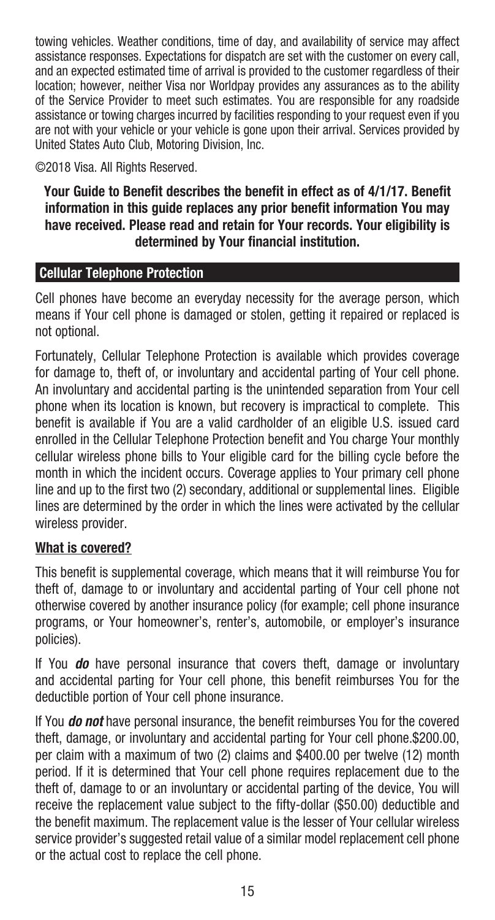towing vehicles. Weather conditions, time of day, and availability of service may affect assistance responses. Expectations for dispatch are set with the customer on every call, and an expected estimated time of arrival is provided to the customer regardless of their location; however, neither Visa nor Worldpay provides any assurances as to the ability of the Service Provider to meet such estimates. You are responsible for any roadside assistance or towing charges incurred by facilities responding to your request even if you are not with your vehicle or your vehicle is gone upon their arrival. Services provided by United States Auto Club, Motoring Division, Inc.

©2018 Visa. All Rights Reserved.

**Your Guide to Benefit describes the benefit in effect as of 4/1/17. Benefit information in this guide replaces any prior benefit information You may have received. Please read and retain for Your records. Your eligibility is determined by Your financial institution.**

## Cellular Telephone Protection

Cell phones have become an everyday necessity for the average person, which means if Your cell phone is damaged or stolen, getting it repaired or replaced is not optional.

Fortunately, Cellular Telephone Protection is available which provides coverage for damage to, theft of, or involuntary and accidental parting of Your cell phone. An involuntary and accidental parting is the unintended separation from Your cell phone when its location is known, but recovery is impractical to complete. This benefit is available if You are a valid cardholder of an eligible U.S. issued card enrolled in the Cellular Telephone Protection benefit and You charge Your monthly cellular wireless phone bills to Your eligible card for the billing cycle before the month in which the incident occurs. Coverage applies to Your primary cell phone line and up to the first two (2) secondary, additional or supplemental lines. Eligible lines are determined by the order in which the lines were activated by the cellular wireless provider.

### What is covered?

This benefit is supplemental coverage, which means that it will reimburse You for theft of, damage to or involuntary and accidental parting of Your cell phone not otherwise covered by another insurance policy (for example; cell phone insurance programs, or Your homeowner's, renter's, automobile, or employer's insurance policies).

If You ***do*** have personal insurance that covers theft, damage or involuntary and accidental parting for Your cell phone, this benefit reimburses You for the deductible portion of Your cell phone insurance.

If You ***do not*** have personal insurance, the benefit reimburses You for the covered theft, damage, or involuntary and accidental parting for Your cell phone.$200.00, per claim with a maximum of two (2) claims and $400.00 per twelve (12) month period. If it is determined that Your cell phone requires replacement due to the theft of, damage to or an involuntary or accidental parting of the device, You will receive the replacement value subject to the fifty-dollar ($50.00) deductible and the benefit maximum. The replacement value is the lesser of Your cellular wireless service provider's suggested retail value of a similar model replacement cell phone or the actual cost to replace the cell phone.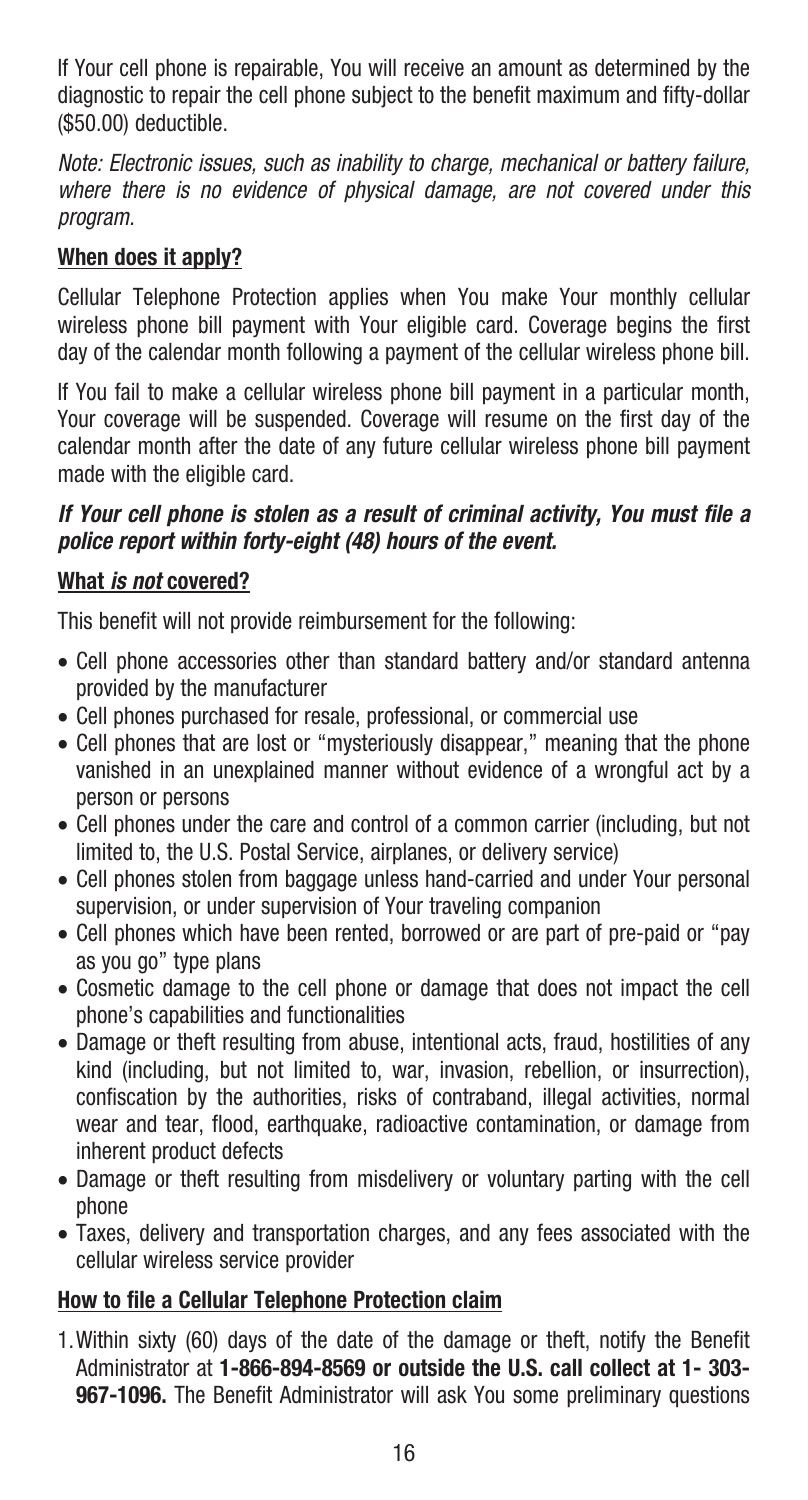If Your cell phone is repairable, You will receive an amount as determined by the diagnostic to repair the cell phone subject to the benefit maximum and fifty-dollar ($50.00) deductible.

*Note: Electronic issues, such as inability to charge, mechanical or battery failure, where there is no evidence of physical damage, are not covered under this program.*

## When does it apply?

Cellular Telephone Protection applies when You make Your monthly cellular wireless phone bill payment with Your eligible card. Coverage begins the first day of the calendar month following a payment of the cellular wireless phone bill.

If You fail to make a cellular wireless phone bill payment in a particular month, Your coverage will be suspended. Coverage will resume on the first day of the calendar month after the date of any future cellular wireless phone bill payment made with the eligible card.

***If Your cell phone is stolen as a result of criminal activity, You must file a police report within forty-eight (48) hours of the event.***

## What *is not* covered?

This benefit will not provide reimbursement for the following:

- Cell phone accessories other than standard battery and/or standard antenna provided by the manufacturer
- Cell phones purchased for resale, professional, or commercial use
- Cell phones that are lost or "mysteriously disappear," meaning that the phone vanished in an unexplained manner without evidence of a wrongful act by a person or persons
- Cell phones under the care and control of a common carrier (including, but not limited to, the U.S. Postal Service, airplanes, or delivery service)
- Cell phones stolen from baggage unless hand-carried and under Your personal supervision, or under supervision of Your traveling companion
- Cell phones which have been rented, borrowed or are part of pre-paid or "pay as you go" type plans
- Cosmetic damage to the cell phone or damage that does not impact the cell phone's capabilities and functionalities
- Damage or theft resulting from abuse, intentional acts, fraud, hostilities of any kind (including, but not limited to, war, invasion, rebellion, or insurrection), confiscation by the authorities, risks of contraband, illegal activities, normal wear and tear, flood, earthquake, radioactive contamination, or damage from inherent product defects
- Damage or theft resulting from misdelivery or voluntary parting with the cell phone
- Taxes, delivery and transportation charges, and any fees associated with the cellular wireless service provider

## How to file a Cellular Telephone Protection claim

1. Within sixty (60) days of the date of the damage or theft, notify the Benefit Administrator at **1-866-894-8569 or outside the U.S. call collect at 1- 303-967-1096.** The Benefit Administrator will ask You some preliminary questions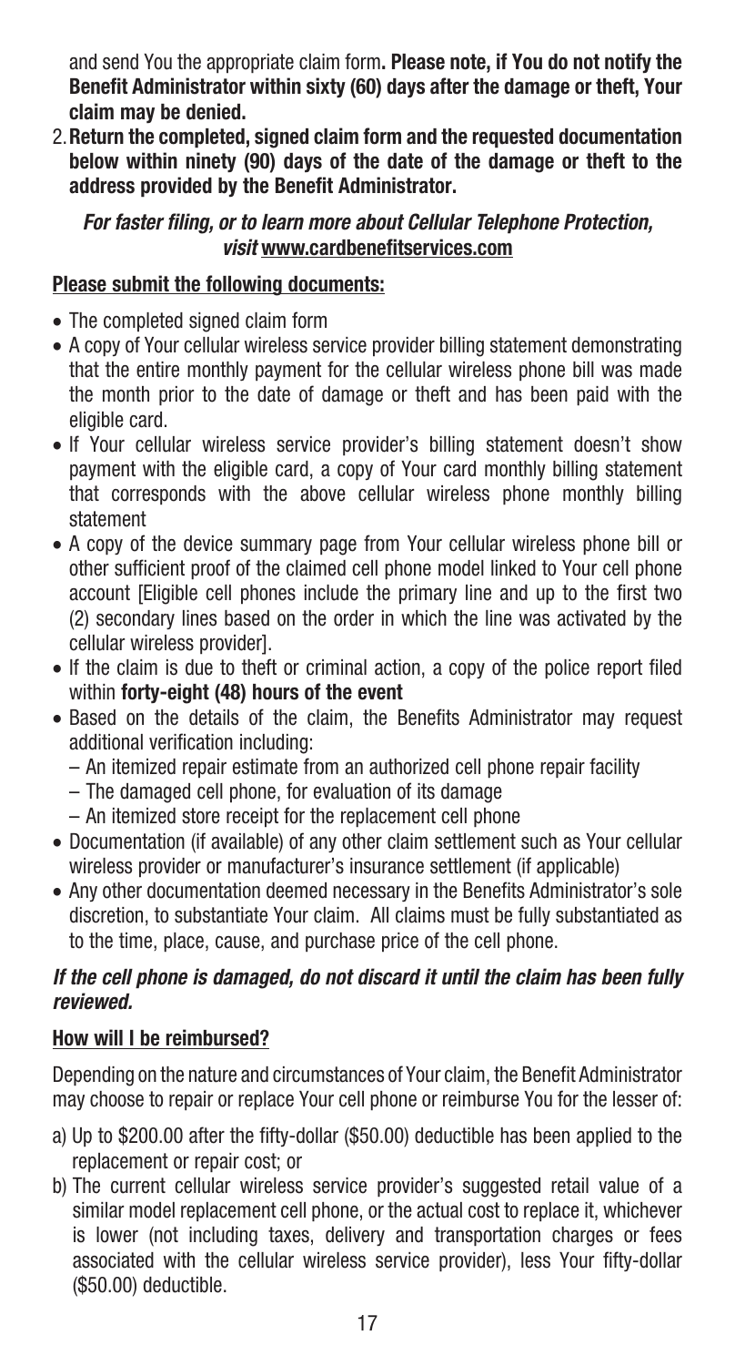and send You the appropriate claim form**. Please note, if You do not notify the Benefit Administrator within sixty (60) days after the damage or theft, Your claim may be denied.**

2. **Return the completed, signed claim form and the requested documentation below within ninety (90) days of the date of the damage or theft to the address provided by the Benefit Administrator.**

***For faster filing, or to learn more about Cellular Telephone Protection, visit*** **www.cardbenefitservices.com**

**Please submit the following documents:**

- The completed signed claim form
- A copy of Your cellular wireless service provider billing statement demonstrating that the entire monthly payment for the cellular wireless phone bill was made the month prior to the date of damage or theft and has been paid with the eligible card.
- If Your cellular wireless service provider's billing statement doesn't show payment with the eligible card, a copy of Your card monthly billing statement that corresponds with the above cellular wireless phone monthly billing statement
- A copy of the device summary page from Your cellular wireless phone bill or other sufficient proof of the claimed cell phone model linked to Your cell phone account [Eligible cell phones include the primary line and up to the first two (2) secondary lines based on the order in which the line was activated by the cellular wireless provider].
- If the claim is due to theft or criminal action, a copy of the police report filed within **forty-eight (48) hours of the event**
- Based on the details of the claim, the Benefits Administrator may request additional verification including:
  - An itemized repair estimate from an authorized cell phone repair facility
  - The damaged cell phone, for evaluation of its damage
  - An itemized store receipt for the replacement cell phone
- Documentation (if available) of any other claim settlement such as Your cellular wireless provider or manufacturer's insurance settlement (if applicable)
- Any other documentation deemed necessary in the Benefits Administrator's sole discretion, to substantiate Your claim. All claims must be fully substantiated as to the time, place, cause, and purchase price of the cell phone.

***If the cell phone is damaged, do not discard it until the claim has been fully reviewed.***

**How will I be reimbursed?**

Depending on the nature and circumstances of Your claim, the Benefit Administrator may choose to repair or replace Your cell phone or reimburse You for the lesser of:

a) Up to $200.00 after the fifty-dollar ($50.00) deductible has been applied to the replacement or repair cost; or

b) The current cellular wireless service provider's suggested retail value of a similar model replacement cell phone, or the actual cost to replace it, whichever is lower (not including taxes, delivery and transportation charges or fees associated with the cellular wireless service provider), less Your fifty-dollar ($50.00) deductible.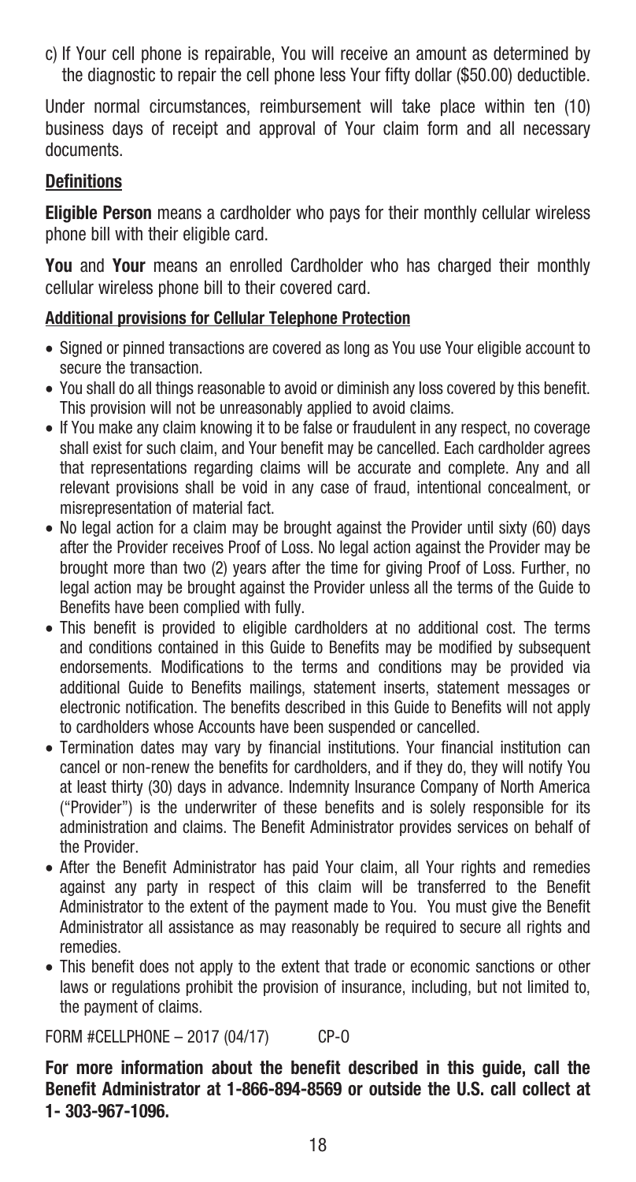c) If Your cell phone is repairable, You will receive an amount as determined by the diagnostic to repair the cell phone less Your fifty dollar ($50.00) deductible.

Under normal circumstances, reimbursement will take place within ten (10) business days of receipt and approval of Your claim form and all necessary documents.

## Definitions

**Eligible Person** means a cardholder who pays for their monthly cellular wireless phone bill with their eligible card.

**You** and **Your** means an enrolled Cardholder who has charged their monthly cellular wireless phone bill to their covered card.

### Additional provisions for Cellular Telephone Protection

- Signed or pinned transactions are covered as long as You use Your eligible account to secure the transaction.
- You shall do all things reasonable to avoid or diminish any loss covered by this benefit. This provision will not be unreasonably applied to avoid claims.
- If You make any claim knowing it to be false or fraudulent in any respect, no coverage shall exist for such claim, and Your benefit may be cancelled. Each cardholder agrees that representations regarding claims will be accurate and complete. Any and all relevant provisions shall be void in any case of fraud, intentional concealment, or misrepresentation of material fact.
- No legal action for a claim may be brought against the Provider until sixty (60) days after the Provider receives Proof of Loss. No legal action against the Provider may be brought more than two (2) years after the time for giving Proof of Loss. Further, no legal action may be brought against the Provider unless all the terms of the Guide to Benefits have been complied with fully.
- This benefit is provided to eligible cardholders at no additional cost. The terms and conditions contained in this Guide to Benefits may be modified by subsequent endorsements. Modifications to the terms and conditions may be provided via additional Guide to Benefits mailings, statement inserts, statement messages or electronic notification. The benefits described in this Guide to Benefits will not apply to cardholders whose Accounts have been suspended or cancelled.
- Termination dates may vary by financial institutions. Your financial institution can cancel or non-renew the benefits for cardholders, and if they do, they will notify You at least thirty (30) days in advance. Indemnity Insurance Company of North America ("Provider") is the underwriter of these benefits and is solely responsible for its administration and claims. The Benefit Administrator provides services on behalf of the Provider.
- After the Benefit Administrator has paid Your claim, all Your rights and remedies against any party in respect of this claim will be transferred to the Benefit Administrator to the extent of the payment made to You. You must give the Benefit Administrator all assistance as may reasonably be required to secure all rights and remedies.
- This benefit does not apply to the extent that trade or economic sanctions or other laws or regulations prohibit the provision of insurance, including, but not limited to, the payment of claims.

FORM #CELLPHONE – 2017 (04/17) CP-O

**For more information about the benefit described in this guide, call the Benefit Administrator at 1-866-894-8569 or outside the U.S. call collect at 1- 303-967-1096.**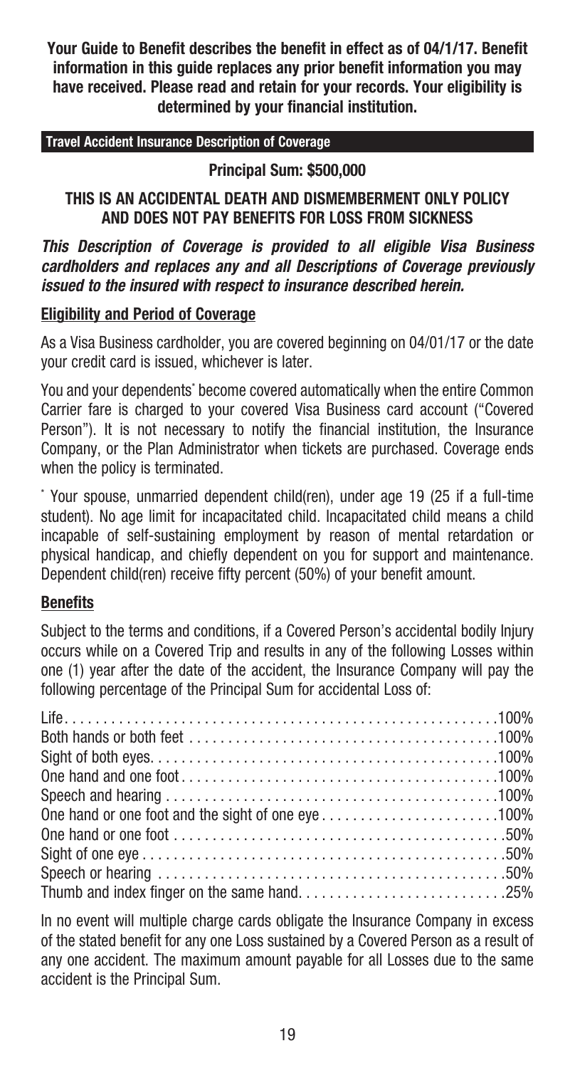**Your Guide to Benefit describes the benefit in effect as of 04/1/17. Benefit information in this guide replaces any prior benefit information you may have received. Please read and retain for your records. Your eligibility is determined by your financial institution.**

## Travel Accident Insurance Description of Coverage

**Principal Sum: $500,000**

**THIS IS AN ACCIDENTAL DEATH AND DISMEMBERMENT ONLY POLICY AND DOES NOT PAY BENEFITS FOR LOSS FROM SICKNESS**

***This Description of Coverage is provided to all eligible Visa Business cardholders and replaces any and all Descriptions of Coverage previously issued to the insured with respect to insurance described herein.***

### Eligibility and Period of Coverage

As a Visa Business cardholder, you are covered beginning on 04/01/17 or the date your credit card is issued, whichever is later.

You and your dependents* become covered automatically when the entire Common Carrier fare is charged to your covered Visa Business card account ("Covered Person"). It is not necessary to notify the financial institution, the Insurance Company, or the Plan Administrator when tickets are purchased. Coverage ends when the policy is terminated.

* Your spouse, unmarried dependent child(ren), under age 19 (25 if a full-time student). No age limit for incapacitated child. Incapacitated child means a child incapable of self-sustaining employment by reason of mental retardation or physical handicap, and chiefly dependent on you for support and maintenance. Dependent child(ren) receive fifty percent (50%) of your benefit amount.

### Benefits

Subject to the terms and conditions, if a Covered Person's accidental bodily Injury occurs while on a Covered Trip and results in any of the following Losses within one (1) year after the date of the accident, the Insurance Company will pay the following percentage of the Principal Sum for accidental Loss of:

| Loss | Percentage |
|---|---|
| Life | 100% |
| Both hands or both feet | 100% |
| Sight of both eyes | 100% |
| One hand and one foot | 100% |
| Speech and hearing | 100% |
| One hand or one foot and the sight of one eye | 100% |
| One hand or one foot | 50% |
| Sight of one eye | 50% |
| Speech or hearing | 50% |
| Thumb and index finger on the same hand | 25% |

In no event will multiple charge cards obligate the Insurance Company in excess of the stated benefit for any one Loss sustained by a Covered Person as a result of any one accident. The maximum amount payable for all Losses due to the same accident is the Principal Sum.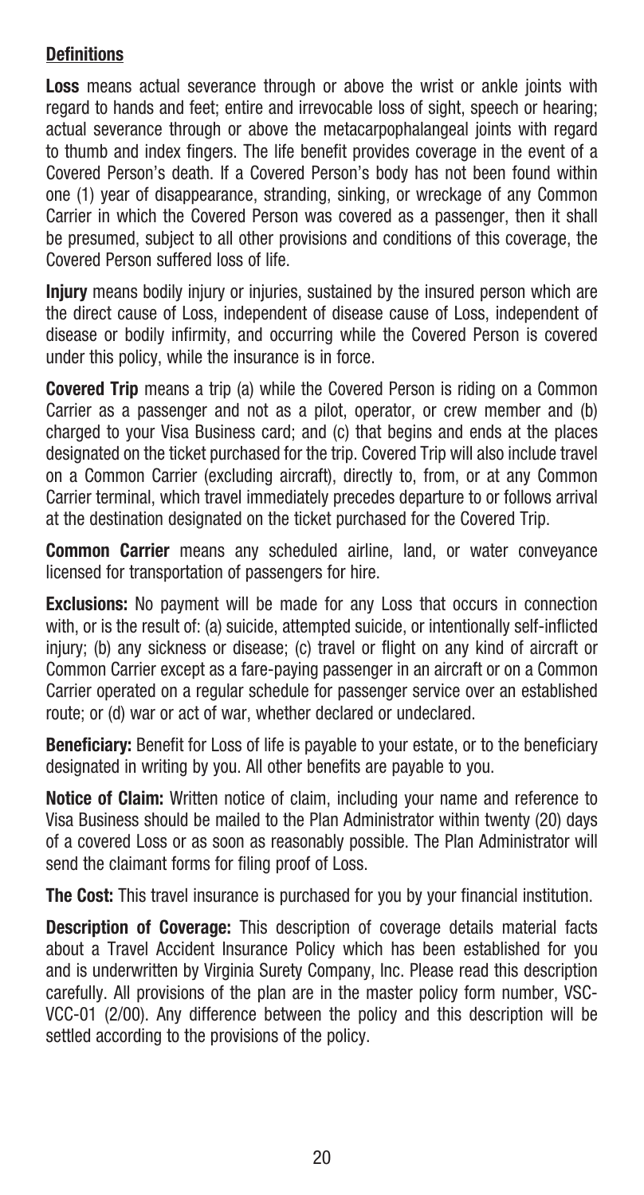## **Definitions**

**Loss** means actual severance through or above the wrist or ankle joints with regard to hands and feet; entire and irrevocable loss of sight, speech or hearing; actual severance through or above the metacarpophalangeal joints with regard to thumb and index fingers. The life benefit provides coverage in the event of a Covered Person's death. If a Covered Person's body has not been found within one (1) year of disappearance, stranding, sinking, or wreckage of any Common Carrier in which the Covered Person was covered as a passenger, then it shall be presumed, subject to all other provisions and conditions of this coverage, the Covered Person suffered loss of life.

**Injury** means bodily injury or injuries, sustained by the insured person which are the direct cause of Loss, independent of disease cause of Loss, independent of disease or bodily infirmity, and occurring while the Covered Person is covered under this policy, while the insurance is in force.

**Covered Trip** means a trip (a) while the Covered Person is riding on a Common Carrier as a passenger and not as a pilot, operator, or crew member and (b) charged to your Visa Business card; and (c) that begins and ends at the places designated on the ticket purchased for the trip. Covered Trip will also include travel on a Common Carrier (excluding aircraft), directly to, from, or at any Common Carrier terminal, which travel immediately precedes departure to or follows arrival at the destination designated on the ticket purchased for the Covered Trip.

**Common Carrier** means any scheduled airline, land, or water conveyance licensed for transportation of passengers for hire.

**Exclusions:** No payment will be made for any Loss that occurs in connection with, or is the result of: (a) suicide, attempted suicide, or intentionally self-inflicted injury; (b) any sickness or disease; (c) travel or flight on any kind of aircraft or Common Carrier except as a fare-paying passenger in an aircraft or on a Common Carrier operated on a regular schedule for passenger service over an established route; or (d) war or act of war, whether declared or undeclared.

**Beneficiary:** Benefit for Loss of life is payable to your estate, or to the beneficiary designated in writing by you. All other benefits are payable to you.

**Notice of Claim:** Written notice of claim, including your name and reference to Visa Business should be mailed to the Plan Administrator within twenty (20) days of a covered Loss or as soon as reasonably possible. The Plan Administrator will send the claimant forms for filing proof of Loss.

**The Cost:** This travel insurance is purchased for you by your financial institution.

**Description of Coverage:** This description of coverage details material facts about a Travel Accident Insurance Policy which has been established for you and is underwritten by Virginia Surety Company, Inc. Please read this description carefully. All provisions of the plan are in the master policy form number, VSC-VCC-01 (2/00). Any difference between the policy and this description will be settled according to the provisions of the policy.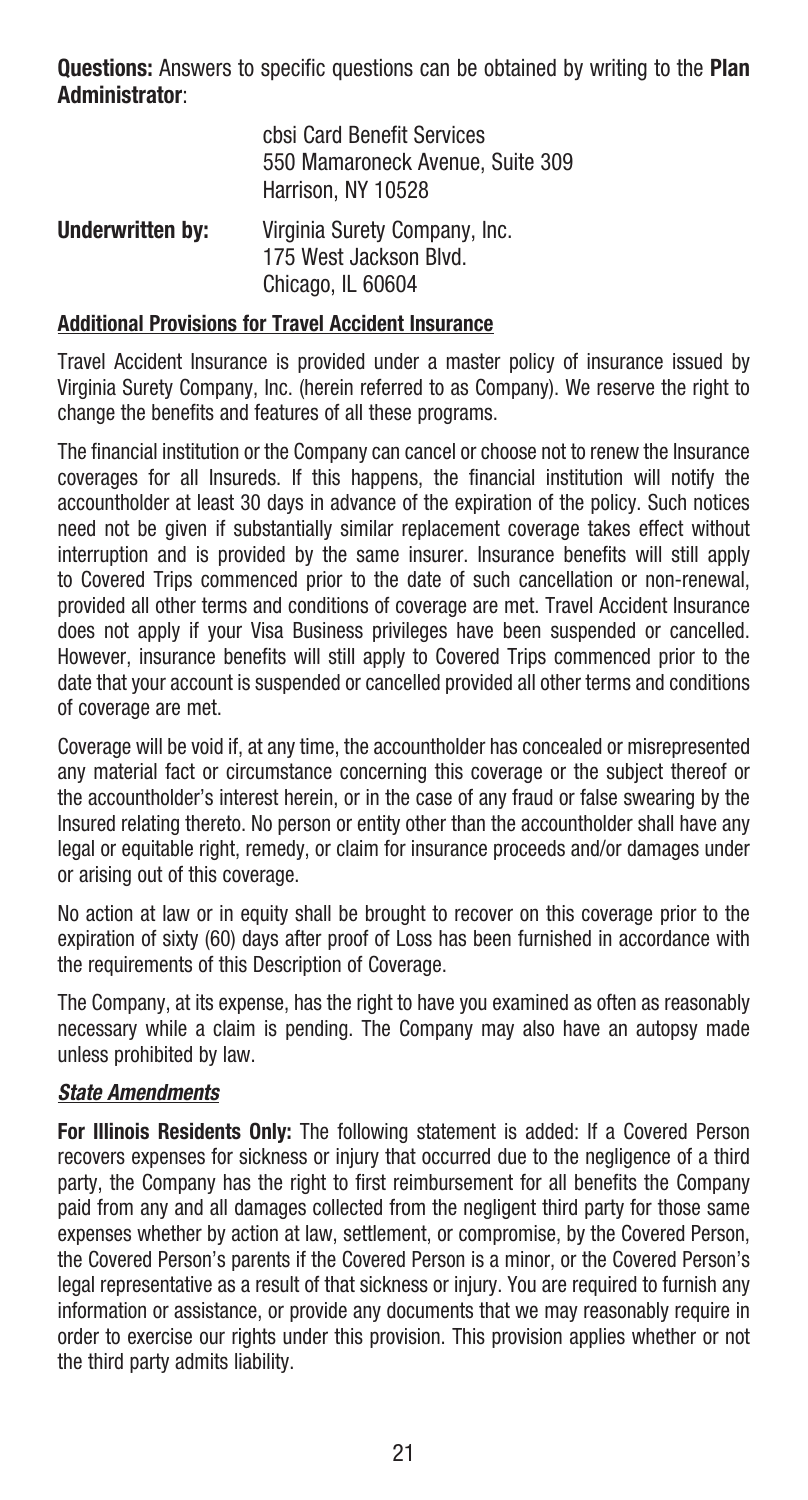**Questions:** Answers to specific questions can be obtained by writing to the **Plan Administrator**:

cbsi Card Benefit Services
550 Mamaroneck Avenue, Suite 309
Harrison, NY 10528

**Underwritten by:** Virginia Surety Company, Inc.
175 West Jackson Blvd.
Chicago, IL 60604

## Additional Provisions for Travel Accident Insurance

Travel Accident Insurance is provided under a master policy of insurance issued by Virginia Surety Company, Inc. (herein referred to as Company). We reserve the right to change the benefits and features of all these programs.

The financial institution or the Company can cancel or choose not to renew the Insurance coverages for all Insureds. If this happens, the financial institution will notify the accountholder at least 30 days in advance of the expiration of the policy. Such notices need not be given if substantially similar replacement coverage takes effect without interruption and is provided by the same insurer. Insurance benefits will still apply to Covered Trips commenced prior to the date of such cancellation or non-renewal, provided all other terms and conditions of coverage are met. Travel Accident Insurance does not apply if your Visa Business privileges have been suspended or cancelled. However, insurance benefits will still apply to Covered Trips commenced prior to the date that your account is suspended or cancelled provided all other terms and conditions of coverage are met.

Coverage will be void if, at any time, the accountholder has concealed or misrepresented any material fact or circumstance concerning this coverage or the subject thereof or the accountholder's interest herein, or in the case of any fraud or false swearing by the Insured relating thereto. No person or entity other than the accountholder shall have any legal or equitable right, remedy, or claim for insurance proceeds and/or damages under or arising out of this coverage.

No action at law or in equity shall be brought to recover on this coverage prior to the expiration of sixty (60) days after proof of Loss has been furnished in accordance with the requirements of this Description of Coverage.

The Company, at its expense, has the right to have you examined as often as reasonably necessary while a claim is pending. The Company may also have an autopsy made unless prohibited by law.

### *State Amendments*

**For Illinois Residents Only:** The following statement is added: If a Covered Person recovers expenses for sickness or injury that occurred due to the negligence of a third party, the Company has the right to first reimbursement for all benefits the Company paid from any and all damages collected from the negligent third party for those same expenses whether by action at law, settlement, or compromise, by the Covered Person, the Covered Person's parents if the Covered Person is a minor, or the Covered Person's legal representative as a result of that sickness or injury. You are required to furnish any information or assistance, or provide any documents that we may reasonably require in order to exercise our rights under this provision. This provision applies whether or not the third party admits liability.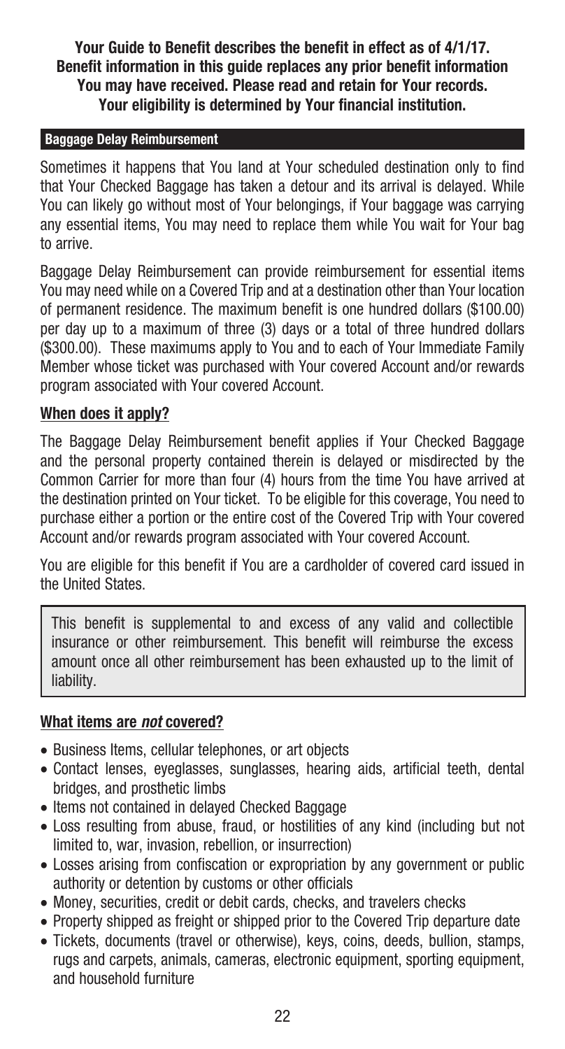**Your Guide to Benefit describes the benefit in effect as of 4/1/17. Benefit information in this guide replaces any prior benefit information You may have received. Please read and retain for Your records. Your eligibility is determined by Your financial institution.**

## Baggage Delay Reimbursement

Sometimes it happens that You land at Your scheduled destination only to find that Your Checked Baggage has taken a detour and its arrival is delayed. While You can likely go without most of Your belongings, if Your baggage was carrying any essential items, You may need to replace them while You wait for Your bag to arrive.

Baggage Delay Reimbursement can provide reimbursement for essential items You may need while on a Covered Trip and at a destination other than Your location of permanent residence. The maximum benefit is one hundred dollars ($100.00) per day up to a maximum of three (3) days or a total of three hundred dollars ($300.00). These maximums apply to You and to each of Your Immediate Family Member whose ticket was purchased with Your covered Account and/or rewards program associated with Your covered Account.

### When does it apply?

The Baggage Delay Reimbursement benefit applies if Your Checked Baggage and the personal property contained therein is delayed or misdirected by the Common Carrier for more than four (4) hours from the time You have arrived at the destination printed on Your ticket. To be eligible for this coverage, You need to purchase either a portion or the entire cost of the Covered Trip with Your covered Account and/or rewards program associated with Your covered Account.

You are eligible for this benefit if You are a cardholder of covered card issued in the United States.

> This benefit is supplemental to and excess of any valid and collectible insurance or other reimbursement. This benefit will reimburse the excess amount once all other reimbursement has been exhausted up to the limit of liability.

### What items are *not* covered?

- Business Items, cellular telephones, or art objects
- Contact lenses, eyeglasses, sunglasses, hearing aids, artificial teeth, dental bridges, and prosthetic limbs
- Items not contained in delayed Checked Baggage
- Loss resulting from abuse, fraud, or hostilities of any kind (including but not limited to, war, invasion, rebellion, or insurrection)
- Losses arising from confiscation or expropriation by any government or public authority or detention by customs or other officials
- Money, securities, credit or debit cards, checks, and travelers checks
- Property shipped as freight or shipped prior to the Covered Trip departure date
- Tickets, documents (travel or otherwise), keys, coins, deeds, bullion, stamps, rugs and carpets, animals, cameras, electronic equipment, sporting equipment, and household furniture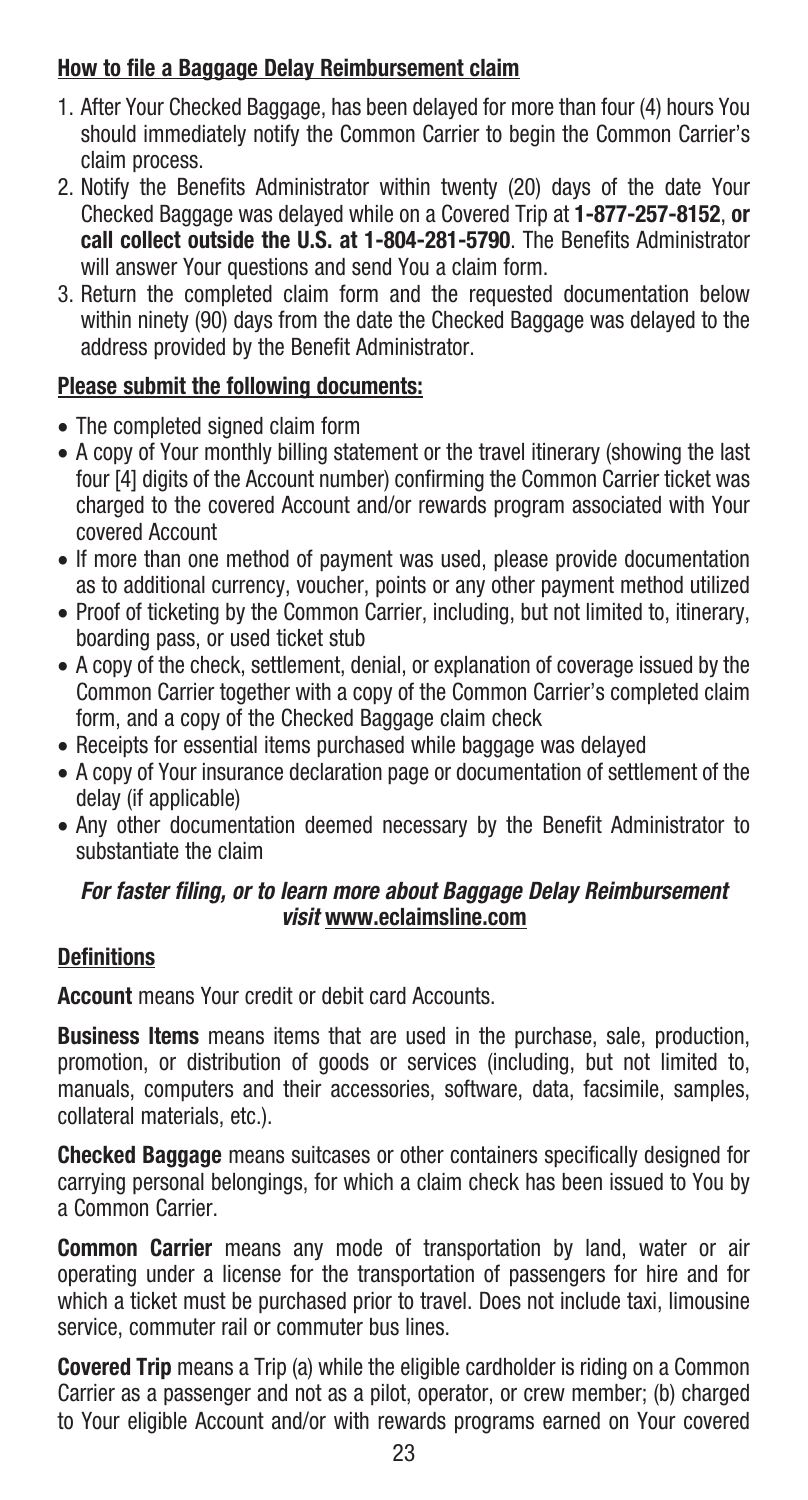## **How to file a Baggage Delay Reimbursement claim**

1. After Your Checked Baggage, has been delayed for more than four (4) hours You should immediately notify the Common Carrier to begin the Common Carrier's claim process.
2. Notify the Benefits Administrator within twenty (20) days of the date Your Checked Baggage was delayed while on a Covered Trip at **1-877-257-8152**, **or call collect outside the U.S. at 1-804-281-5790**. The Benefits Administrator will answer Your questions and send You a claim form.
3. Return the completed claim form and the requested documentation below within ninety (90) days from the date the Checked Baggage was delayed to the address provided by the Benefit Administrator.

## **Please submit the following documents:**

- The completed signed claim form
- A copy of Your monthly billing statement or the travel itinerary (showing the last four [4] digits of the Account number) confirming the Common Carrier ticket was charged to the covered Account and/or rewards program associated with Your covered Account
- If more than one method of payment was used, please provide documentation as to additional currency, voucher, points or any other payment method utilized
- Proof of ticketing by the Common Carrier, including, but not limited to, itinerary, boarding pass, or used ticket stub
- A copy of the check, settlement, denial, or explanation of coverage issued by the Common Carrier together with a copy of the Common Carrier's completed claim form, and a copy of the Checked Baggage claim check
- Receipts for essential items purchased while baggage was delayed
- A copy of Your insurance declaration page or documentation of settlement of the delay (if applicable)
- Any other documentation deemed necessary by the Benefit Administrator to substantiate the claim

***For faster filing, or to learn more about Baggage Delay Reimbursement visit* www.eclaimsline.com**

## **Definitions**

**Account** means Your credit or debit card Accounts.

**Business Items** means items that are used in the purchase, sale, production, promotion, or distribution of goods or services (including, but not limited to, manuals, computers and their accessories, software, data, facsimile, samples, collateral materials, etc.).

**Checked Baggage** means suitcases or other containers specifically designed for carrying personal belongings, for which a claim check has been issued to You by a Common Carrier.

**Common Carrier** means any mode of transportation by land, water or air operating under a license for the transportation of passengers for hire and for which a ticket must be purchased prior to travel. Does not include taxi, limousine service, commuter rail or commuter bus lines.

**Covered Trip** means a Trip (a) while the eligible cardholder is riding on a Common Carrier as a passenger and not as a pilot, operator, or crew member; (b) charged to Your eligible Account and/or with rewards programs earned on Your covered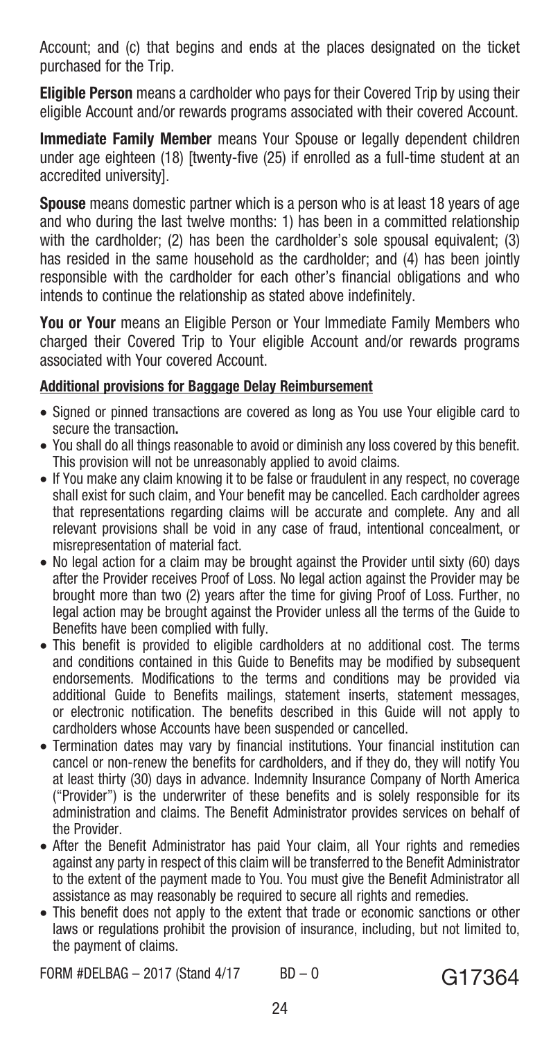Account; and (c) that begins and ends at the places designated on the ticket purchased for the Trip.

**Eligible Person** means a cardholder who pays for their Covered Trip by using their eligible Account and/or rewards programs associated with their covered Account.

**Immediate Family Member** means Your Spouse or legally dependent children under age eighteen (18) [twenty-five (25) if enrolled as a full-time student at an accredited university].

**Spouse** means domestic partner which is a person who is at least 18 years of age and who during the last twelve months: 1) has been in a committed relationship with the cardholder; (2) has been the cardholder's sole spousal equivalent; (3) has resided in the same household as the cardholder; and (4) has been jointly responsible with the cardholder for each other's financial obligations and who intends to continue the relationship as stated above indefinitely.

**You or Your** means an Eligible Person or Your Immediate Family Members who charged their Covered Trip to Your eligible Account and/or rewards programs associated with Your covered Account.

**Additional provisions for Baggage Delay Reimbursement**

- Signed or pinned transactions are covered as long as You use Your eligible card to secure the transaction**.**
- You shall do all things reasonable to avoid or diminish any loss covered by this benefit. This provision will not be unreasonably applied to avoid claims.
- If You make any claim knowing it to be false or fraudulent in any respect, no coverage shall exist for such claim, and Your benefit may be cancelled. Each cardholder agrees that representations regarding claims will be accurate and complete. Any and all relevant provisions shall be void in any case of fraud, intentional concealment, or misrepresentation of material fact.
- No legal action for a claim may be brought against the Provider until sixty (60) days after the Provider receives Proof of Loss. No legal action against the Provider may be brought more than two (2) years after the time for giving Proof of Loss. Further, no legal action may be brought against the Provider unless all the terms of the Guide to Benefits have been complied with fully.
- This benefit is provided to eligible cardholders at no additional cost. The terms and conditions contained in this Guide to Benefits may be modified by subsequent endorsements. Modifications to the terms and conditions may be provided via additional Guide to Benefits mailings, statement inserts, statement messages, or electronic notification. The benefits described in this Guide will not apply to cardholders whose Accounts have been suspended or cancelled.
- Termination dates may vary by financial institutions. Your financial institution can cancel or non-renew the benefits for cardholders, and if they do, they will notify You at least thirty (30) days in advance. Indemnity Insurance Company of North America ("Provider") is the underwriter of these benefits and is solely responsible for its administration and claims. The Benefit Administrator provides services on behalf of the Provider.
- After the Benefit Administrator has paid Your claim, all Your rights and remedies against any party in respect of this claim will be transferred to the Benefit Administrator to the extent of the payment made to You. You must give the Benefit Administrator all assistance as may reasonably be required to secure all rights and remedies.
- This benefit does not apply to the extent that trade or economic sanctions or other laws or regulations prohibit the provision of insurance, including, but not limited to, the payment of claims.

FORM #DELBAG – 2017 (Stand 4/17     BD – 0     G17364